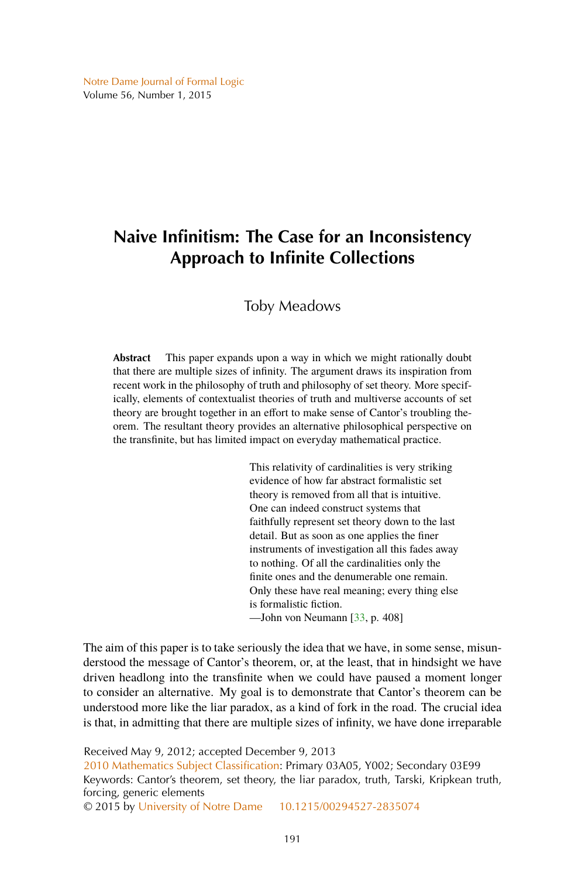# Naive Infinitism: The Case for an Inconsistency Approach to Infinite Collections

Toby Meadows

**Abstract** This paper expands upon a way in which we might rationally doubt that there are multiple sizes of infinity. The argument draws its inspiration from recent work in the philosophy of truth and philosophy of set theory. More specifically, elements of contextualist theories of truth and multiverse accounts of set theory are brought together in an effort to make sense of Cantor's troubling theorem. The resultant theory provides an alternative philosophical perspective on the transfinite, but has limited impact on everyday mathematical practice.

> This relativity of cardinalities is very striking evidence of how far abstract formalistic set theory is removed from all that is intuitive. One can indeed construct systems that faithfully represent set theory down to the last detail. But as soon as one applies the finer instruments of investigation all this fades away to nothing. Of all the cardinalities only the finite ones and the denumerable one remain. Only these have real meaning; every thing else is formalistic fiction.
> —John von Neumann [33, p. 408]

The aim of this paper is to take seriously the idea that we have, in some sense, misunderstood the message of Cantor's theorem, or, at the least, that in hindsight we have driven headlong into the transfinite when we could have paused a moment longer to consider an alternative. My goal is to demonstrate that Cantor's theorem can be understood more like the liar paradox, as a kind of fork in the road. The crucial idea is that, in admitting that there are multiple sizes of infinity, we have done irreparable

Received May 9, 2012; accepted December 9, 2013
2010 Mathematics Subject Classification: Primary 03A05, Y002; Secondary 03E99
Keywords: Cantor's theorem, set theory, the liar paradox, truth, Tarski, Kripkean truth, forcing, generic elements
© 2015 by University of Notre Dame 10.1215/00294527-2835074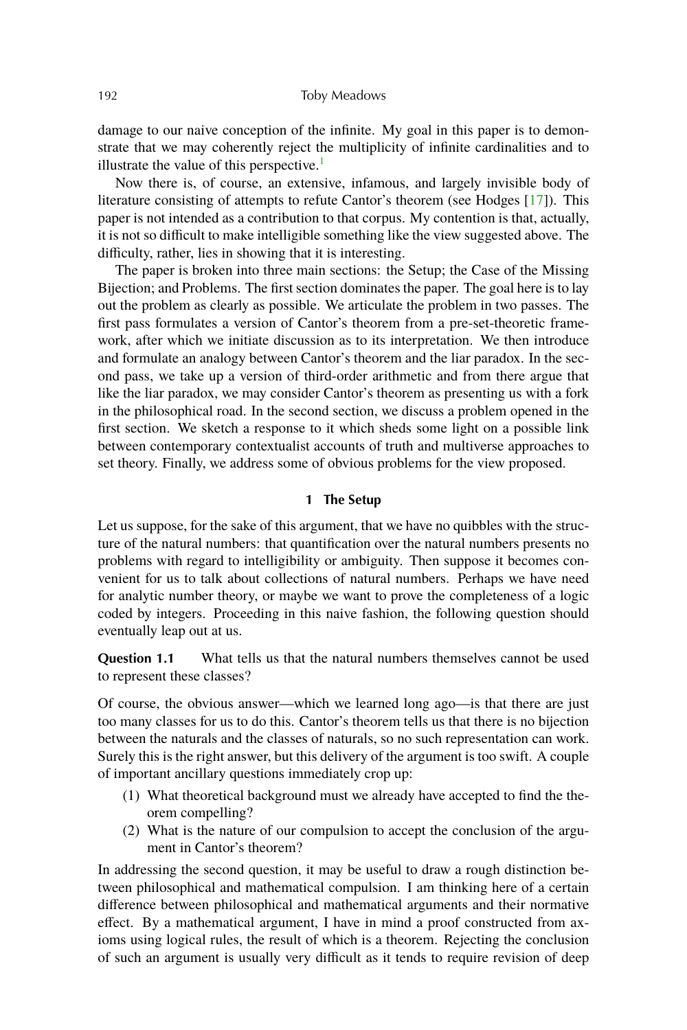damage to our naive conception of the infinite. My goal in this paper is to demonstrate that we may coherently reject the multiplicity of infinite cardinalities and to illustrate the value of this perspective.[1]

Now there is, of course, an extensive, infamous, and largely invisible body of literature consisting of attempts to refute Cantor's theorem (see Hodges [17]). This paper is not intended as a contribution to that corpus. My contention is that, actually, it is not so difficult to make intelligible something like the view suggested above. The difficulty, rather, lies in showing that it is interesting.

The paper is broken into three main sections: the Setup; the Case of the Missing Bijection; and Problems. The first section dominates the paper. The goal here is to lay out the problem as clearly as possible. We articulate the problem in two passes. The first pass formulates a version of Cantor's theorem from a pre-set-theoretic framework, after which we initiate discussion as to its interpretation. We then introduce and formulate an analogy between Cantor's theorem and the liar paradox. In the second pass, we take up a version of third-order arithmetic and from there argue that like the liar paradox, we may consider Cantor's theorem as presenting us with a fork in the philosophical road. In the second section, we discuss a problem opened in the first section. We sketch a response to it which sheds some light on a possible link between contemporary contextualist accounts of truth and multiverse approaches to set theory. Finally, we address some of obvious problems for the view proposed.

## 1 The Setup

Let us suppose, for the sake of this argument, that we have no quibbles with the structure of the natural numbers: that quantification over the natural numbers presents no problems with regard to intelligibility or ambiguity. Then suppose it becomes convenient for us to talk about collections of natural numbers. Perhaps we have need for analytic number theory, or maybe we want to prove the completeness of a logic coded by integers. Proceeding in this naive fashion, the following question should eventually leap out at us.

**Question 1.1** What tells us that the natural numbers themselves cannot be used to represent these classes?

Of course, the obvious answer—which we learned long ago—is that there are just too many classes for us to do this. Cantor's theorem tells us that there is no bijection between the naturals and the classes of naturals, so no such representation can work. Surely this is the right answer, but this delivery of the argument is too swift. A couple of important ancillary questions immediately crop up:

(1) What theoretical background must we already have accepted to find the theorem compelling?
(2) What is the nature of our compulsion to accept the conclusion of the argument in Cantor's theorem?

In addressing the second question, it may be useful to draw a rough distinction between philosophical and mathematical compulsion. I am thinking here of a certain difference between philosophical and mathematical arguments and their normative effect. By a mathematical argument, I have in mind a proof constructed from axioms using logical rules, the result of which is a theorem. Rejecting the conclusion of such an argument is usually very difficult as it tends to require revision of deep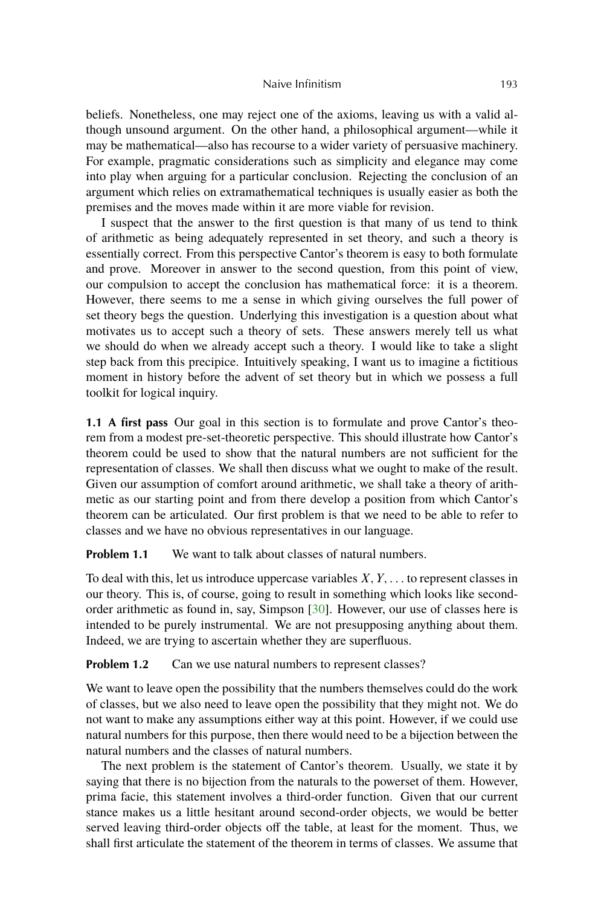beliefs. Nonetheless, one may reject one of the axioms, leaving us with a valid although unsound argument. On the other hand, a philosophical argument—while it may be mathematical—also has recourse to a wider variety of persuasive machinery. For example, pragmatic considerations such as simplicity and elegance may come into play when arguing for a particular conclusion. Rejecting the conclusion of an argument which relies on extramathematical techniques is usually easier as both the premises and the moves made within it are more viable for revision.

I suspect that the answer to the first question is that many of us tend to think of arithmetic as being adequately represented in set theory, and such a theory is essentially correct. From this perspective Cantor's theorem is easy to both formulate and prove. Moreover in answer to the second question, from this point of view, our compulsion to accept the conclusion has mathematical force: it is a theorem. However, there seems to me a sense in which giving ourselves the full power of set theory begs the question. Underlying this investigation is a question about what motivates us to accept such a theory of sets. These answers merely tell us what we should do when we already accept such a theory. I would like to take a slight step back from this precipice. Intuitively speaking, I want us to imagine a fictitious moment in history before the advent of set theory but in which we possess a full toolkit for logical inquiry.

**1.1 A first pass** Our goal in this section is to formulate and prove Cantor's theorem from a modest pre-set-theoretic perspective. This should illustrate how Cantor's theorem could be used to show that the natural numbers are not sufficient for the representation of classes. We shall then discuss what we ought to make of the result. Given our assumption of comfort around arithmetic, we shall take a theory of arithmetic as our starting point and from there develop a position from which Cantor's theorem can be articulated. Our first problem is that we need to be able to refer to classes and we have no obvious representatives in our language.

**Problem 1.1** We want to talk about classes of natural numbers.

To deal with this, let us introduce uppercase variables $X, Y, \ldots$ to represent classes in our theory. This is, of course, going to result in something which looks like second-order arithmetic as found in, say, Simpson [30]. However, our use of classes here is intended to be purely instrumental. We are not presupposing anything about them. Indeed, we are trying to ascertain whether they are superfluous.

**Problem 1.2** Can we use natural numbers to represent classes?

We want to leave open the possibility that the numbers themselves could do the work of classes, but we also need to leave open the possibility that they might not. We do not want to make any assumptions either way at this point. However, if we could use natural numbers for this purpose, then there would need to be a bijection between the natural numbers and the classes of natural numbers.

The next problem is the statement of Cantor's theorem. Usually, we state it by saying that there is no bijection from the naturals to the powerset of them. However, prima facie, this statement involves a third-order function. Given that our current stance makes us a little hesitant around second-order objects, we would be better served leaving third-order objects off the table, at least for the moment. Thus, we shall first articulate the statement of the theorem in terms of classes. We assume that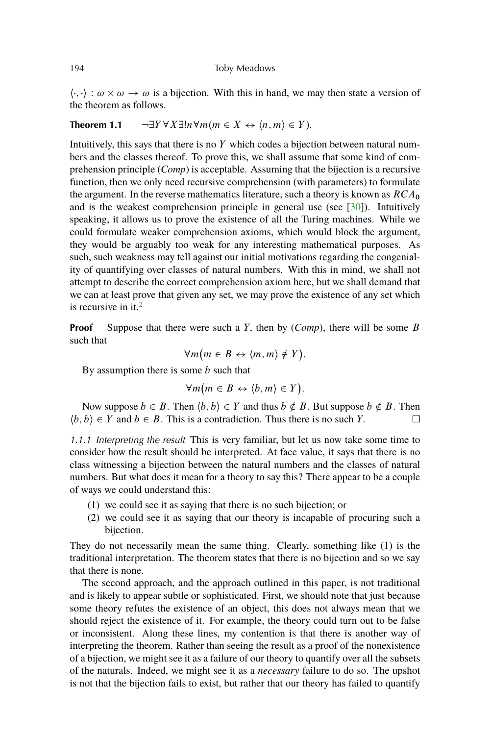$\langle \cdot, \cdot \rangle : \omega \times \omega \to \omega$ is a bijection. With this in hand, we may then state a version of the theorem as follows.

**Theorem 1.1** $\quad \neg \exists Y \forall X \exists ! n \forall m (m \in X \leftrightarrow \langle n, m \rangle \in Y)$.

Intuitively, this says that there is no $Y$ which codes a bijection between natural numbers and the classes thereof. To prove this, we shall assume that some kind of comprehension principle (*Comp*) is acceptable. Assuming that the bijection is a recursive function, then we only need recursive comprehension (with parameters) to formulate the argument. In the reverse mathematics literature, such a theory is known as $RCA_0$ and is the weakest comprehension principle in general use (see [30]). Intuitively speaking, it allows us to prove the existence of all the Turing machines. While we could formulate weaker comprehension axioms, which would block the argument, they would be arguably too weak for any interesting mathematical purposes. As such, such weakness may tell against our initial motivations regarding the congeniality of quantifying over classes of natural numbers. With this in mind, we shall not attempt to describe the correct comprehension axiom here, but we shall demand that we can at least prove that given any set, we may prove the existence of any set which is recursive in it.[2]

**Proof** Suppose that there were such a $Y$, then by (*Comp*), there will be some $B$ such that

$$\forall m \big( m \in B \leftrightarrow \langle m, m \rangle \notin Y \big).$$

By assumption there is some $b$ such that

$$\forall m \big( m \in B \leftrightarrow \langle b, m \rangle \in Y \big).$$

Now suppose $b \in B$. Then $\langle b, b \rangle \in Y$ and thus $b \notin B$. But suppose $b \notin B$. Then $\langle b, b \rangle \in Y$ and $b \in B$. This is a contradiction. Thus there is no such $Y$. □

*1.1.1 Interpreting the result* This is very familiar, but let us now take some time to consider how the result should be interpreted. At face value, it says that there is no class witnessing a bijection between the natural numbers and the classes of natural numbers. But what does it mean for a theory to say this? There appear to be a couple of ways we could understand this:

1. we could see it as saying that there is no such bijection; or
2. we could see it as saying that our theory is incapable of procuring such a bijection.

They do not necessarily mean the same thing. Clearly, something like (1) is the traditional interpretation. The theorem states that there is no bijection and so we say that there is none.

The second approach, and the approach outlined in this paper, is not traditional and is likely to appear subtle or sophisticated. First, we should note that just because some theory refutes the existence of an object, this does not always mean that we should reject the existence of it. For example, the theory could turn out to be false or inconsistent. Along these lines, my contention is that there is another way of interpreting the theorem. Rather than seeing the result as a proof of the nonexistence of a bijection, we might see it as a failure of our theory to quantify over all the subsets of the naturals. Indeed, we might see it as a *necessary* failure to do so. The upshot is not that the bijection fails to exist, but rather that our theory has failed to quantify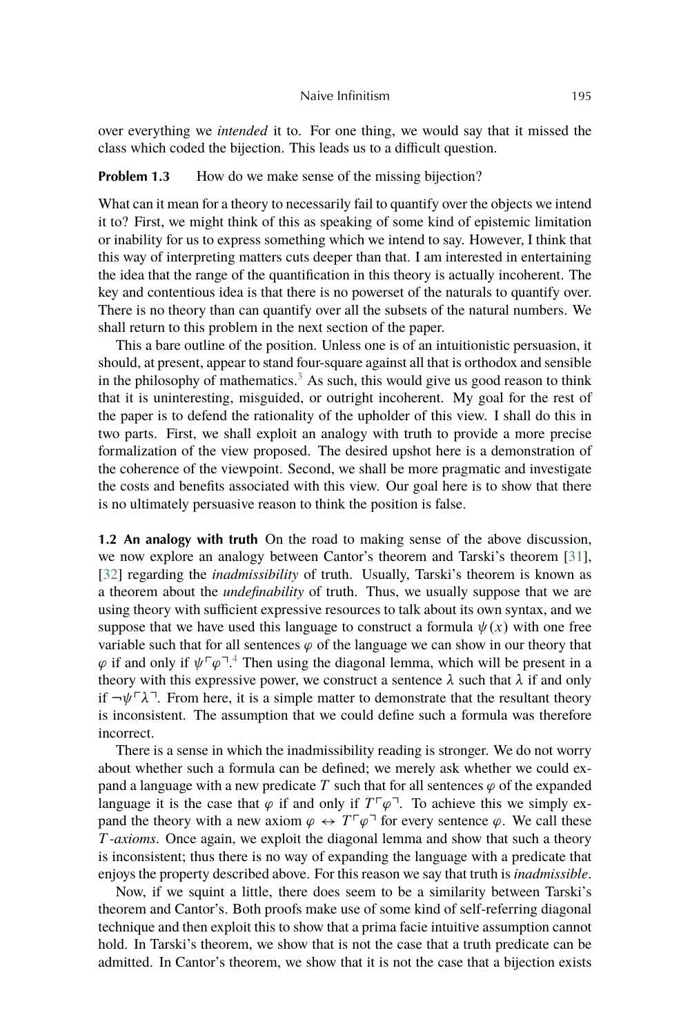over everything we *intended* it to. For one thing, we would say that it missed the class which coded the bijection. This leads us to a difficult question.

**Problem 1.3** How do we make sense of the missing bijection?

What can it mean for a theory to necessarily fail to quantify over the objects we intend it to? First, we might think of this as speaking of some kind of epistemic limitation or inability for us to express something which we intend to say. However, I think that this way of interpreting matters cuts deeper than that. I am interested in entertaining the idea that the range of the quantification in this theory is actually incoherent. The key and contentious idea is that there is no powerset of the naturals to quantify over. There is no theory than can quantify over all the subsets of the natural numbers. We shall return to this problem in the next section of the paper.

This a bare outline of the position. Unless one is of an intuitionistic persuasion, it should, at present, appear to stand four-square against all that is orthodox and sensible in the philosophy of mathematics.[3] As such, this would give us good reason to think that it is uninteresting, misguided, or outright incoherent. My goal for the rest of the paper is to defend the rationality of the upholder of this view. I shall do this in two parts. First, we shall exploit an analogy with truth to provide a more precise formalization of the view proposed. The desired upshot here is a demonstration of the coherence of the viewpoint. Second, we shall be more pragmatic and investigate the costs and benefits associated with this view. Our goal here is to show that there is no ultimately persuasive reason to think the position is false.

**1.2 An analogy with truth** On the road to making sense of the above discussion, we now explore an analogy between Cantor's theorem and Tarski's theorem [31], [32] regarding the *inadmissibility* of truth. Usually, Tarski's theorem is known as a theorem about the *undefinability* of truth. Thus, we usually suppose that we are using theory with sufficient expressive resources to talk about its own syntax, and we suppose that we have used this language to construct a formula $\psi(x)$ with one free variable such that for all sentences $\varphi$ of the language we can show in our theory that $\varphi$ if and only if $\psi\ulcorner\varphi\urcorner$.[4] Then using the diagonal lemma, which will be present in a theory with this expressive power, we construct a sentence $\lambda$ such that $\lambda$ if and only if $\neg\psi\ulcorner\lambda\urcorner$. From here, it is a simple matter to demonstrate that the resultant theory is inconsistent. The assumption that we could define such a formula was therefore incorrect.

There is a sense in which the inadmissibility reading is stronger. We do not worry about whether such a formula can be defined; we merely ask whether we could expand a language with a new predicate $T$ such that for all sentences $\varphi$ of the expanded language it is the case that $\varphi$ if and only if $T\ulcorner\varphi\urcorner$. To achieve this we simply expand the theory with a new axiom $\varphi \leftrightarrow T\ulcorner\varphi\urcorner$ for every sentence $\varphi$. We call these *$T$-axioms*. Once again, we exploit the diagonal lemma and show that such a theory is inconsistent; thus there is no way of expanding the language with a predicate that enjoys the property described above. For this reason we say that truth is *inadmissible*.

Now, if we squint a little, there does seem to be a similarity between Tarski's theorem and Cantor's. Both proofs make use of some kind of self-referring diagonal technique and then exploit this to show that a prima facie intuitive assumption cannot hold. In Tarski's theorem, we show that is not the case that a truth predicate can be admitted. In Cantor's theorem, we show that it is not the case that a bijection exists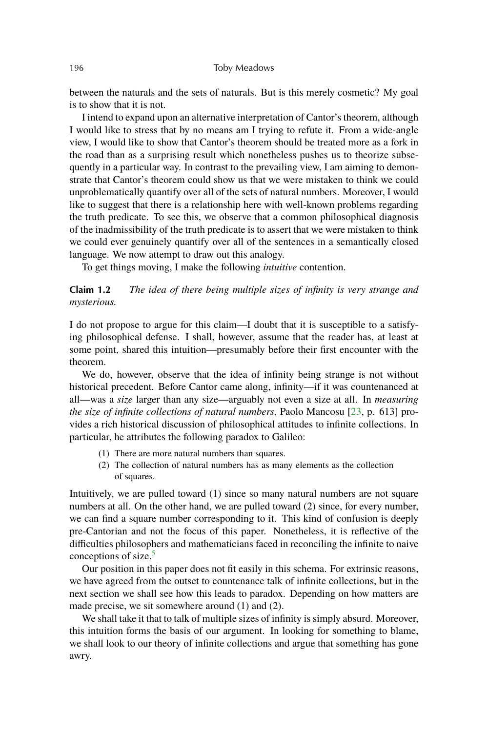between the naturals and the sets of naturals. But is this merely cosmetic? My goal is to show that it is not.

I intend to expand upon an alternative interpretation of Cantor's theorem, although I would like to stress that by no means am I trying to refute it. From a wide-angle view, I would like to show that Cantor's theorem should be treated more as a fork in the road than as a surprising result which nonetheless pushes us to theorize subsequently in a particular way. In contrast to the prevailing view, I am aiming to demonstrate that Cantor's theorem could show us that we were mistaken to think we could unproblematically quantify over all of the sets of natural numbers. Moreover, I would like to suggest that there is a relationship here with well-known problems regarding the truth predicate. To see this, we observe that a common philosophical diagnosis of the inadmissibility of the truth predicate is to assert that we were mistaken to think we could ever genuinely quantify over all of the sentences in a semantically closed language. We now attempt to draw out this analogy.

To get things moving, I make the following *intuitive* contention.

**Claim 1.2** *The idea of there being multiple sizes of infinity is very strange and mysterious.*

I do not propose to argue for this claim—I doubt that it is susceptible to a satisfying philosophical defense. I shall, however, assume that the reader has, at least at some point, shared this intuition—presumably before their first encounter with the theorem.

We do, however, observe that the idea of infinity being strange is not without historical precedent. Before Cantor came along, infinity—if it was countenanced at all—was a *size* larger than any size—arguably not even a size at all. In *measuring the size of infinite collections of natural numbers*, Paolo Mancosu [23, p. 613] provides a rich historical discussion of philosophical attitudes to infinite collections. In particular, he attributes the following paradox to Galileo:

(1) There are more natural numbers than squares.
(2) The collection of natural numbers has as many elements as the collection of squares.

Intuitively, we are pulled toward (1) since so many natural numbers are not square numbers at all. On the other hand, we are pulled toward (2) since, for every number, we can find a square number corresponding to it. This kind of confusion is deeply pre-Cantorian and not the focus of this paper. Nonetheless, it is reflective of the difficulties philosophers and mathematicians faced in reconciling the infinite to naive conceptions of size.[5]

Our position in this paper does not fit easily in this schema. For extrinsic reasons, we have agreed from the outset to countenance talk of infinite collections, but in the next section we shall see how this leads to paradox. Depending on how matters are made precise, we sit somewhere around (1) and (2).

We shall take it that to talk of multiple sizes of infinity is simply absurd. Moreover, this intuition forms the basis of our argument. In looking for something to blame, we shall look to our theory of infinite collections and argue that something has gone awry.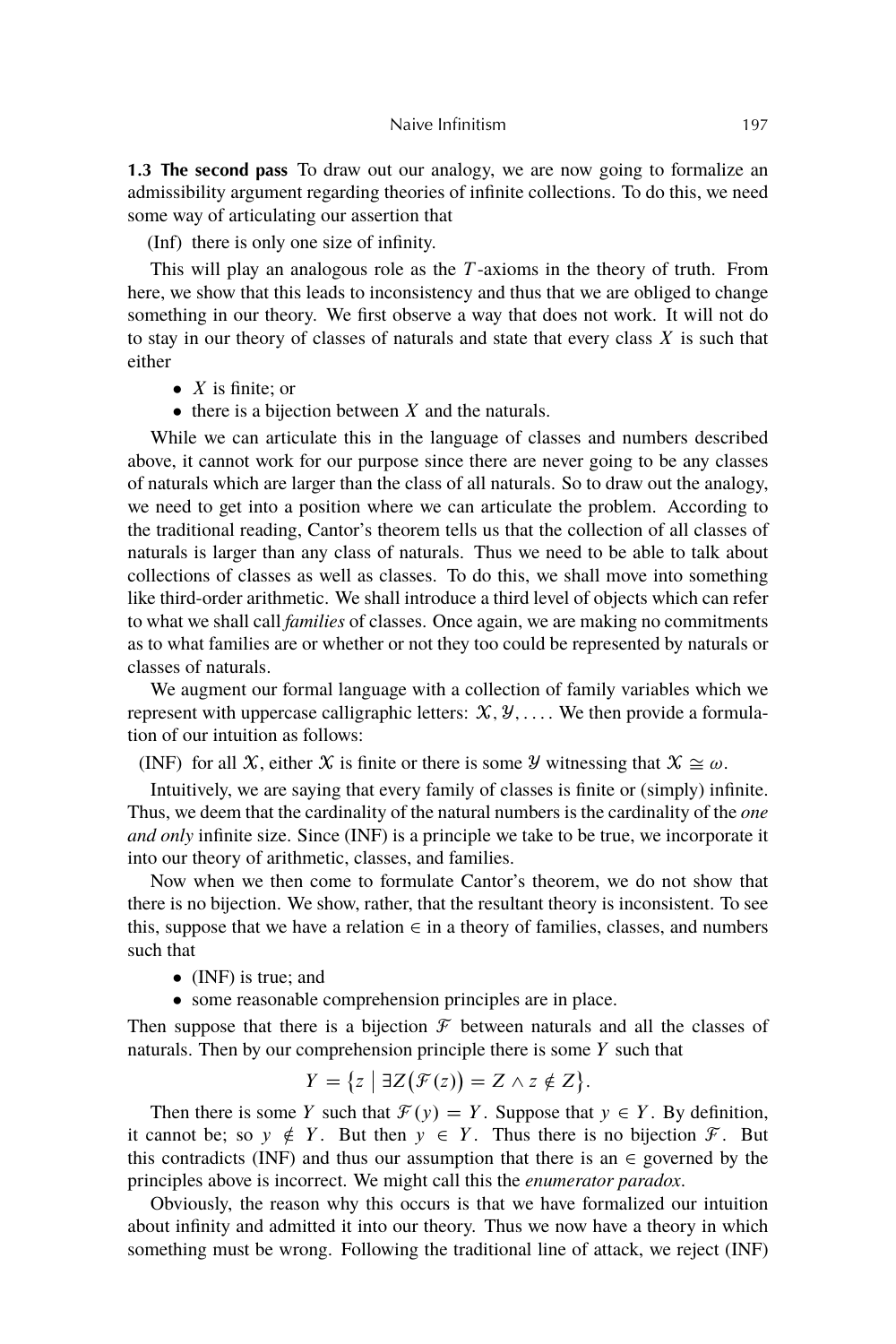**1.3 The second pass** To draw out our analogy, we are now going to formalize an admissibility argument regarding theories of infinite collections. To do this, we need some way of articulating our assertion that

(Inf) there is only one size of infinity.

This will play an analogous role as the $T$-axioms in the theory of truth. From here, we show that this leads to inconsistency and thus that we are obliged to change something in our theory. We first observe a way that does not work. It will not do to stay in our theory of classes of naturals and state that every class $X$ is such that either

- $X$ is finite; or
- there is a bijection between $X$ and the naturals.

While we can articulate this in the language of classes and numbers described above, it cannot work for our purpose since there are never going to be any classes of naturals which are larger than the class of all naturals. So to draw out the analogy, we need to get into a position where we can articulate the problem. According to the traditional reading, Cantor's theorem tells us that the collection of all classes of naturals is larger than any class of naturals. Thus we need to be able to talk about collections of classes as well as classes. To do this, we shall move into something like third-order arithmetic. We shall introduce a third level of objects which can refer to what we shall call *families* of classes. Once again, we are making no commitments as to what families are or whether or not they too could be represented by naturals or classes of naturals.

We augment our formal language with a collection of family variables which we represent with uppercase calligraphic letters: $\mathcal{X}, \mathcal{Y}, \ldots$. We then provide a formulation of our intuition as follows:

(INF) for all $\mathcal{X}$, either $\mathcal{X}$ is finite or there is some $\mathcal{Y}$ witnessing that $\mathcal{X} \cong \omega$.

Intuitively, we are saying that every family of classes is finite or (simply) infinite. Thus, we deem that the cardinality of the natural numbers is the cardinality of the *one and only* infinite size. Since (INF) is a principle we take to be true, we incorporate it into our theory of arithmetic, classes, and families.

Now when we then come to formulate Cantor's theorem, we do not show that there is no bijection. We show, rather, that the resultant theory is inconsistent. To see this, suppose that we have a relation $\in$ in a theory of families, classes, and numbers such that

- (INF) is true; and
- some reasonable comprehension principles are in place.

Then suppose that there is a bijection $\mathcal{F}$ between naturals and all the classes of naturals. Then by our comprehension principle there is some $Y$ such that

$$Y = \{z \mid \exists Z(\mathcal{F}(z)) = Z \wedge z \notin Z\}.$$

Then there is some $Y$ such that $\mathcal{F}(y) = Y$. Suppose that $y \in Y$. By definition, it cannot be; so $y \notin Y$. But then $y \in Y$. Thus there is no bijection $\mathcal{F}$. But this contradicts (INF) and thus our assumption that there is an $\in$ governed by the principles above is incorrect. We might call this the *enumerator paradox*.

Obviously, the reason why this occurs is that we have formalized our intuition about infinity and admitted it into our theory. Thus we now have a theory in which something must be wrong. Following the traditional line of attack, we reject (INF)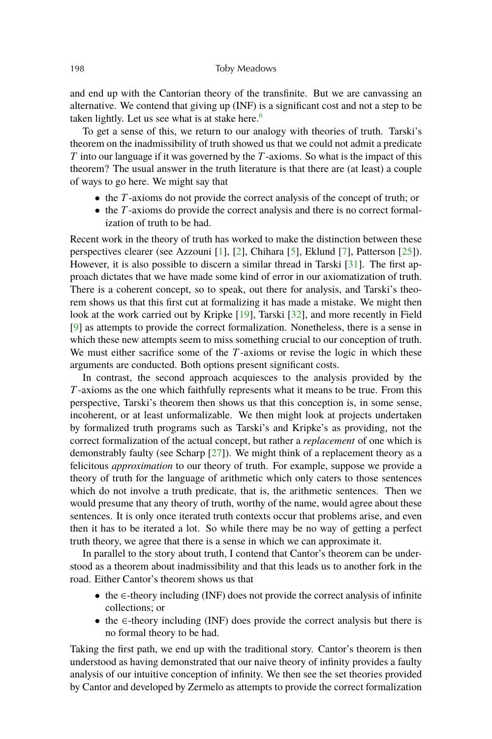and end up with the Cantorian theory of the transfinite. But we are canvassing an alternative. We contend that giving up (INF) is a significant cost and not a step to be taken lightly. Let us see what is at stake here.[6]

To get a sense of this, we return to our analogy with theories of truth. Tarski's theorem on the inadmissibility of truth showed us that we could not admit a predicate $T$ into our language if it was governed by the $T$-axioms. So what is the impact of this theorem? The usual answer in the truth literature is that there are (at least) a couple of ways to go here. We might say that

- the $T$-axioms do not provide the correct analysis of the concept of truth; or
- the $T$-axioms do provide the correct analysis and there is no correct formalization of truth to be had.

Recent work in the theory of truth has worked to make the distinction between these perspectives clearer (see Azzouni [1], [2], Chihara [5], Eklund [7], Patterson [25]). However, it is also possible to discern a similar thread in Tarski [31]. The first approach dictates that we have made some kind of error in our axiomatization of truth. There is a coherent concept, so to speak, out there for analysis, and Tarski's theorem shows us that this first cut at formalizing it has made a mistake. We might then look at the work carried out by Kripke [19], Tarski [32], and more recently in Field [9] as attempts to provide the correct formalization. Nonetheless, there is a sense in which these new attempts seem to miss something crucial to our conception of truth. We must either sacrifice some of the $T$-axioms or revise the logic in which these arguments are conducted. Both options present significant costs.

In contrast, the second approach acquiesces to the analysis provided by the $T$-axioms as the one which faithfully represents what it means to be true. From this perspective, Tarski's theorem then shows us that this conception is, in some sense, incoherent, or at least unformalizable. We then might look at projects undertaken by formalized truth programs such as Tarski's and Kripke's as providing, not the correct formalization of the actual concept, but rather a *replacement* of one which is demonstrably faulty (see Scharp [27]). We might think of a replacement theory as a felicitous *approximation* to our theory of truth. For example, suppose we provide a theory of truth for the language of arithmetic which only caters to those sentences which do not involve a truth predicate, that is, the arithmetic sentences. Then we would presume that any theory of truth, worthy of the name, would agree about these sentences. It is only once iterated truth contexts occur that problems arise, and even then it has to be iterated a lot. So while there may be no way of getting a perfect truth theory, we agree that there is a sense in which we can approximate it.

In parallel to the story about truth, I contend that Cantor's theorem can be understood as a theorem about inadmissibility and that this leads us to another fork in the road. Either Cantor's theorem shows us that

- the $\in$-theory including (INF) does not provide the correct analysis of infinite collections; or
- the $\in$-theory including (INF) does provide the correct analysis but there is no formal theory to be had.

Taking the first path, we end up with the traditional story. Cantor's theorem is then understood as having demonstrated that our naive theory of infinity provides a faulty analysis of our intuitive conception of infinity. We then see the set theories provided by Cantor and developed by Zermelo as attempts to provide the correct formalization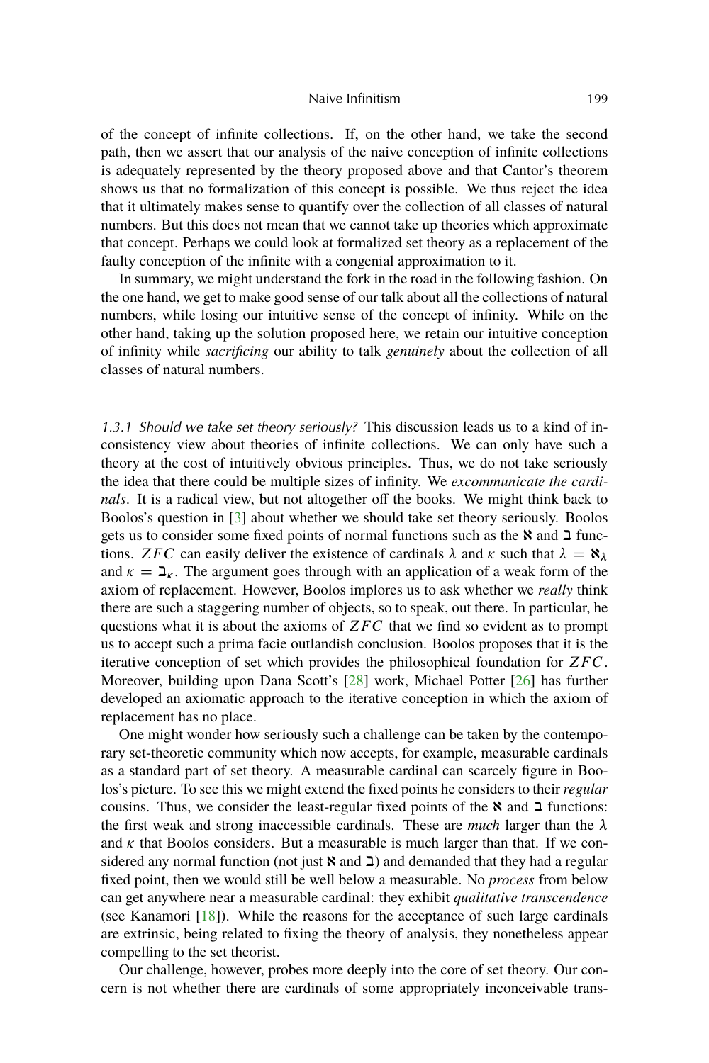of the concept of infinite collections. If, on the other hand, we take the second path, then we assert that our analysis of the naive conception of infinite collections is adequately represented by the theory proposed above and that Cantor's theorem shows us that no formalization of this concept is possible. We thus reject the idea that it ultimately makes sense to quantify over the collection of all classes of natural numbers. But this does not mean that we cannot take up theories which approximate that concept. Perhaps we could look at formalized set theory as a replacement of the faulty conception of the infinite with a congenial approximation to it.

In summary, we might understand the fork in the road in the following fashion. On the one hand, we get to make good sense of our talk about all the collections of natural numbers, while losing our intuitive sense of the concept of infinity. While on the other hand, taking up the solution proposed here, we retain our intuitive conception of infinity while *sacrificing* our ability to talk *genuinely* about the collection of all classes of natural numbers.

*1.3.1 Should we take set theory seriously?* This discussion leads us to a kind of inconsistency view about theories of infinite collections. We can only have such a theory at the cost of intuitively obvious principles. Thus, we do not take seriously the idea that there could be multiple sizes of infinity. We *excommunicate the cardinals*. It is a radical view, but not altogether off the books. We might think back to Boolos's question in [3] about whether we should take set theory seriously. Boolos gets us to consider some fixed points of normal functions such as the $\aleph$ and $\beth$ functions. $ZFC$ can easily deliver the existence of cardinals $\lambda$ and $\kappa$ such that $\lambda = \aleph_\lambda$ and $\kappa = \beth_\kappa$. The argument goes through with an application of a weak form of the axiom of replacement. However, Boolos implores us to ask whether we *really* think there are such a staggering number of objects, so to speak, out there. In particular, he questions what it is about the axioms of $ZFC$ that we find so evident as to prompt us to accept such a prima facie outlandish conclusion. Boolos proposes that it is the iterative conception of set which provides the philosophical foundation for $ZFC$. Moreover, building upon Dana Scott's [28] work, Michael Potter [26] has further developed an axiomatic approach to the iterative conception in which the axiom of replacement has no place.

One might wonder how seriously such a challenge can be taken by the contemporary set-theoretic community which now accepts, for example, measurable cardinals as a standard part of set theory. A measurable cardinal can scarcely figure in Boolos's picture. To see this we might extend the fixed points he considers to their *regular* cousins. Thus, we consider the least-regular fixed points of the $\aleph$ and $\beth$ functions: the first weak and strong inaccessible cardinals. These are *much* larger than the $\lambda$ and $\kappa$ that Boolos considers. But a measurable is much larger than that. If we considered any normal function (not just $\aleph$ and $\beth$) and demanded that they had a regular fixed point, then we would still be well below a measurable. No *process* from below can get anywhere near a measurable cardinal: they exhibit *qualitative transcendence* (see Kanamori [18]). While the reasons for the acceptance of such large cardinals are extrinsic, being related to fixing the theory of analysis, they nonetheless appear compelling to the set theorist.

Our challenge, however, probes more deeply into the core of set theory. Our concern is not whether there are cardinals of some appropriately inconceivable trans-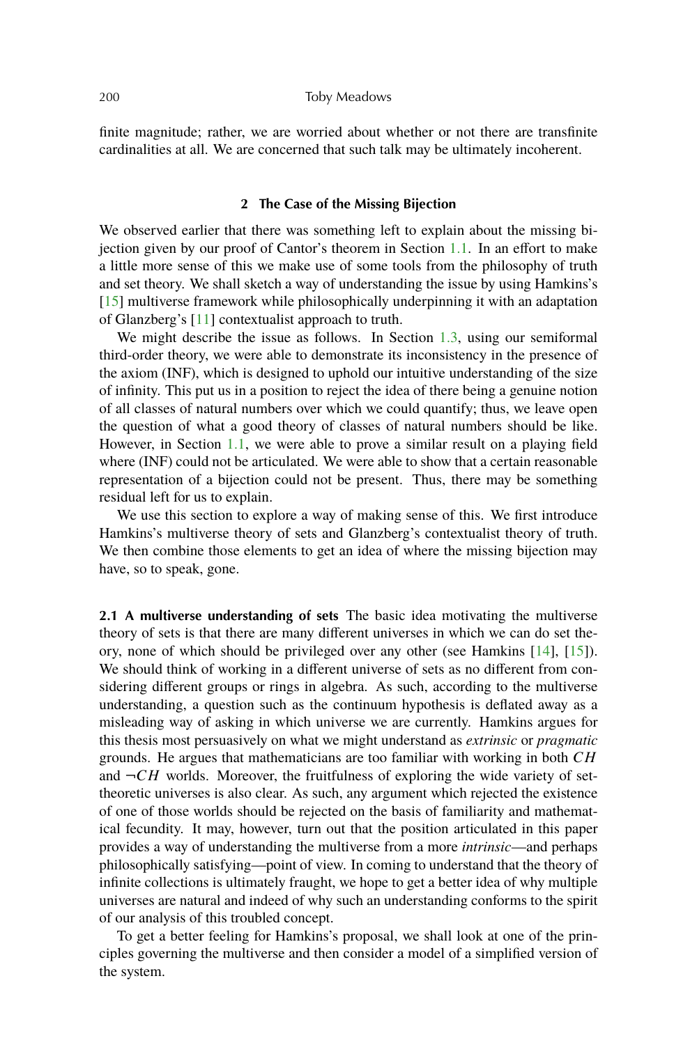finite magnitude; rather, we are worried about whether or not there are transfinite cardinalities at all. We are concerned that such talk may be ultimately incoherent.

## 2 The Case of the Missing Bijection

We observed earlier that there was something left to explain about the missing bijection given by our proof of Cantor's theorem in Section 1.1. In an effort to make a little more sense of this we make use of some tools from the philosophy of truth and set theory. We shall sketch a way of understanding the issue by using Hamkins's [15] multiverse framework while philosophically underpinning it with an adaptation of Glanzberg's [11] contextualist approach to truth.

We might describe the issue as follows. In Section 1.3, using our semiformal third-order theory, we were able to demonstrate its inconsistency in the presence of the axiom (INF), which is designed to uphold our intuitive understanding of the size of infinity. This put us in a position to reject the idea of there being a genuine notion of all classes of natural numbers over which we could quantify; thus, we leave open the question of what a good theory of classes of natural numbers should be like. However, in Section 1.1, we were able to prove a similar result on a playing field where (INF) could not be articulated. We were able to show that a certain reasonable representation of a bijection could not be present. Thus, there may be something residual left for us to explain.

We use this section to explore a way of making sense of this. We first introduce Hamkins's multiverse theory of sets and Glanzberg's contextualist theory of truth. We then combine those elements to get an idea of where the missing bijection may have, so to speak, gone.

**2.1 A multiverse understanding of sets** The basic idea motivating the multiverse theory of sets is that there are many different universes in which we can do set theory, none of which should be privileged over any other (see Hamkins [14], [15]). We should think of working in a different universe of sets as no different from considering different groups or rings in algebra. As such, according to the multiverse understanding, a question such as the continuum hypothesis is deflated away as a misleading way of asking in which universe we are currently. Hamkins argues for this thesis most persuasively on what we might understand as *extrinsic* or *pragmatic* grounds. He argues that mathematicians are too familiar with working in both $CH$ and $\neg CH$ worlds. Moreover, the fruitfulness of exploring the wide variety of set-theoretic universes is also clear. As such, any argument which rejected the existence of one of those worlds should be rejected on the basis of familiarity and mathematical fecundity. It may, however, turn out that the position articulated in this paper provides a way of understanding the multiverse from a more *intrinsic*—and perhaps philosophically satisfying—point of view. In coming to understand that the theory of infinite collections is ultimately fraught, we hope to get a better idea of why multiple universes are natural and indeed of why such an understanding conforms to the spirit of our analysis of this troubled concept.

To get a better feeling for Hamkins's proposal, we shall look at one of the principles governing the multiverse and then consider a model of a simplified version of the system.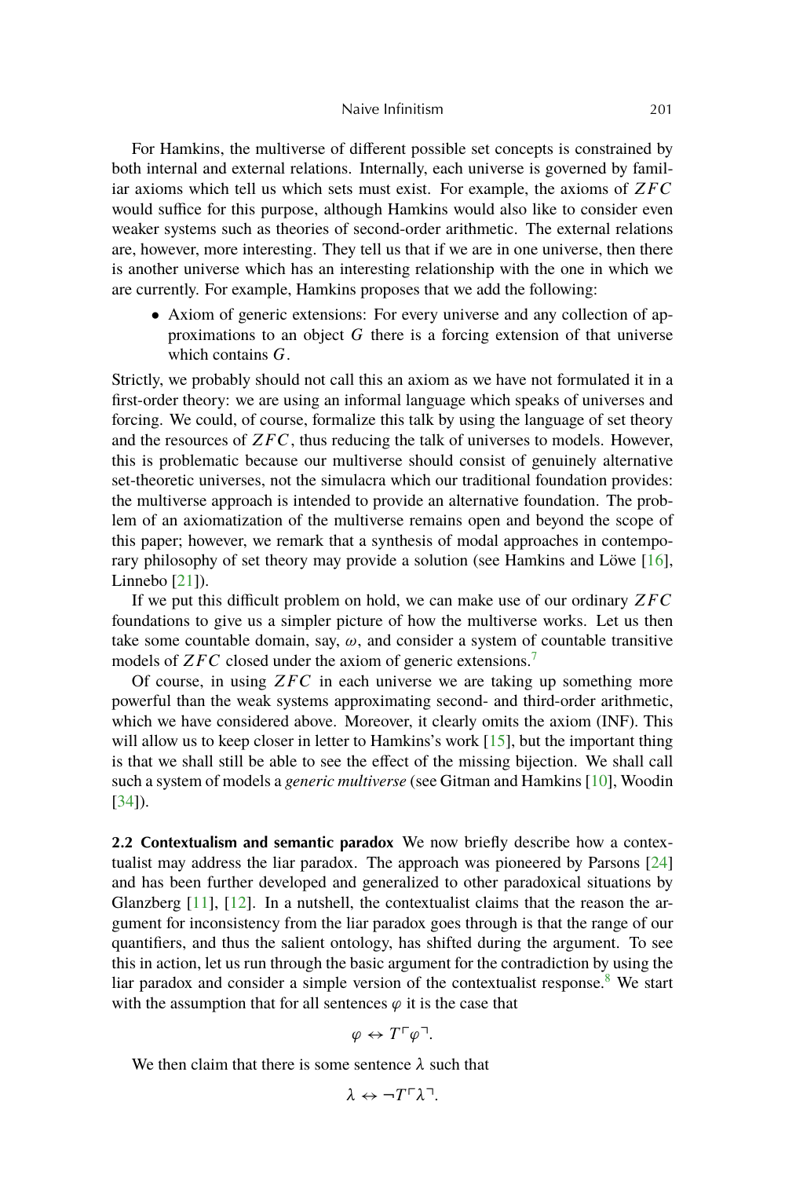For Hamkins, the multiverse of different possible set concepts is constrained by both internal and external relations. Internally, each universe is governed by familiar axioms which tell us which sets must exist. For example, the axioms of $ZFC$ would suffice for this purpose, although Hamkins would also like to consider even weaker systems such as theories of second-order arithmetic. The external relations are, however, more interesting. They tell us that if we are in one universe, then there is another universe which has an interesting relationship with the one in which we are currently. For example, Hamkins proposes that we add the following:

- Axiom of generic extensions: For every universe and any collection of approximations to an object $G$ there is a forcing extension of that universe which contains $G$.

Strictly, we probably should not call this an axiom as we have not formulated it in a first-order theory: we are using an informal language which speaks of universes and forcing. We could, of course, formalize this talk by using the language of set theory and the resources of $ZFC$, thus reducing the talk of universes to models. However, this is problematic because our multiverse should consist of genuinely alternative set-theoretic universes, not the simulacra which our traditional foundation provides: the multiverse approach is intended to provide an alternative foundation. The problem of an axiomatization of the multiverse remains open and beyond the scope of this paper; however, we remark that a synthesis of modal approaches in contemporary philosophy of set theory may provide a solution (see Hamkins and Löwe [16], Linnebo [21]).

If we put this difficult problem on hold, we can make use of our ordinary $ZFC$ foundations to give us a simpler picture of how the multiverse works. Let us then take some countable domain, say, $\omega$, and consider a system of countable transitive models of $ZFC$ closed under the axiom of generic extensions.[7]

Of course, in using $ZFC$ in each universe we are taking up something more powerful than the weak systems approximating second- and third-order arithmetic, which we have considered above. Moreover, it clearly omits the axiom (INF). This will allow us to keep closer in letter to Hamkins's work [15], but the important thing is that we shall still be able to see the effect of the missing bijection. We shall call such a system of models a *generic multiverse* (see Gitman and Hamkins [10], Woodin [34]).

**2.2 Contextualism and semantic paradox** We now briefly describe how a contextualist may address the liar paradox. The approach was pioneered by Parsons [24] and has been further developed and generalized to other paradoxical situations by Glanzberg [11], [12]. In a nutshell, the contextualist claims that the reason the argument for inconsistency from the liar paradox goes through is that the range of our quantifiers, and thus the salient ontology, has shifted during the argument. To see this in action, let us run through the basic argument for the contradiction by using the liar paradox and consider a simple version of the contextualist response.[8] We start with the assumption that for all sentences $\varphi$ it is the case that

$$\varphi \leftrightarrow T\ulcorner\varphi\urcorner.$$

We then claim that there is some sentence $\lambda$ such that

$$\lambda \leftrightarrow \neg T\ulcorner\lambda\urcorner.$$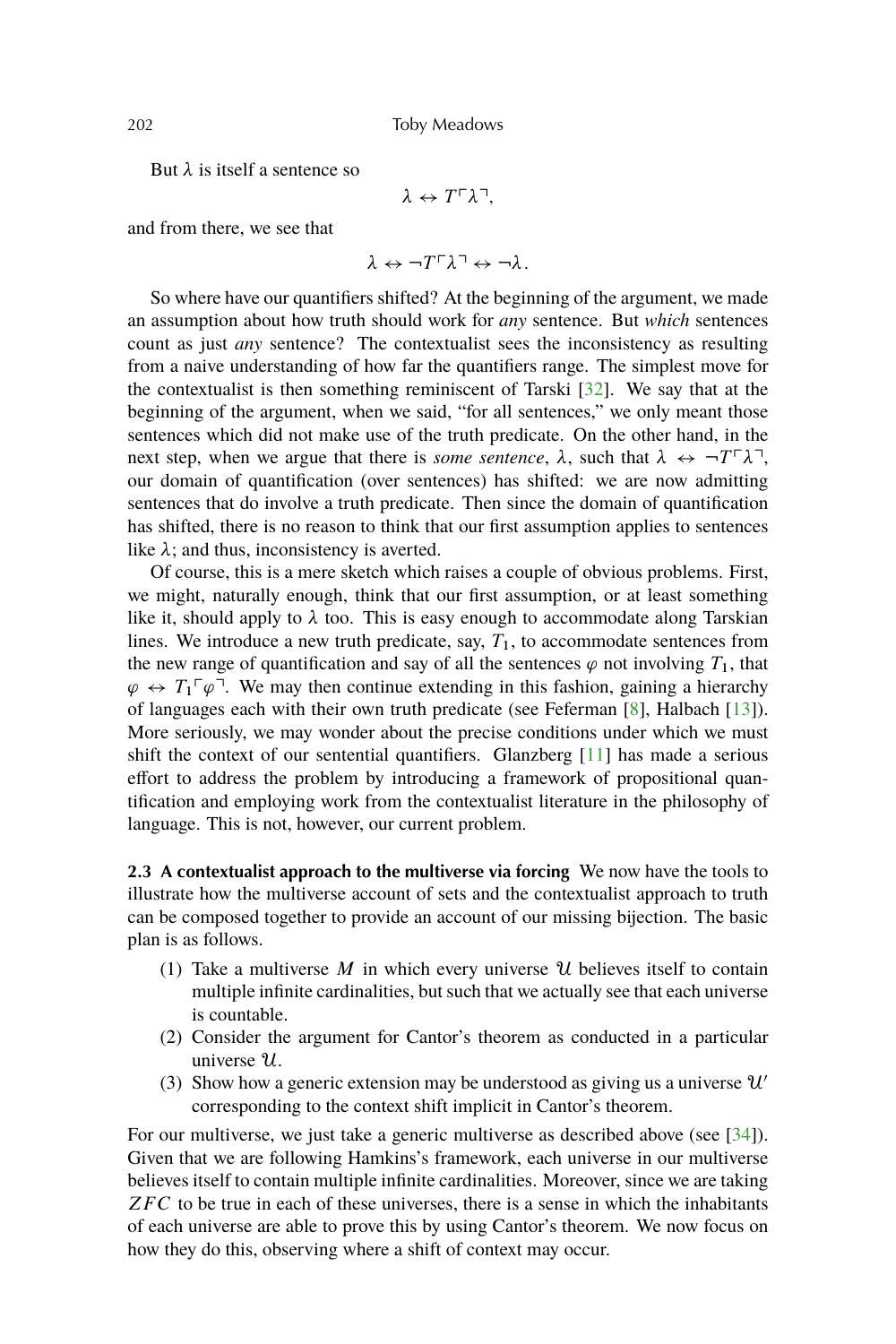But $\lambda$ is itself a sentence so

$$\lambda \leftrightarrow T\ulcorner\lambda\urcorner,$$

and from there, we see that

$$\lambda \leftrightarrow \neg T\ulcorner\lambda\urcorner \leftrightarrow \neg\lambda.$$

So where have our quantifiers shifted? At the beginning of the argument, we made an assumption about how truth should work for *any* sentence. But *which* sentences count as just *any* sentence? The contextualist sees the inconsistency as resulting from a naive understanding of how far the quantifiers range. The simplest move for the contextualist is then something reminiscent of Tarski [32]. We say that at the beginning of the argument, when we said, "for all sentences," we only meant those sentences which did not make use of the truth predicate. On the other hand, in the next step, when we argue that there is *some sentence*, $\lambda$, such that $\lambda \leftrightarrow \neg T\ulcorner\lambda\urcorner$, our domain of quantification (over sentences) has shifted: we are now admitting sentences that do involve a truth predicate. Then since the domain of quantification has shifted, there is no reason to think that our first assumption applies to sentences like $\lambda$; and thus, inconsistency is averted.

Of course, this is a mere sketch which raises a couple of obvious problems. First, we might, naturally enough, think that our first assumption, or at least something like it, should apply to $\lambda$ too. This is easy enough to accommodate along Tarskian lines. We introduce a new truth predicate, say, $T_1$, to accommodate sentences from the new range of quantification and say of all the sentences $\varphi$ not involving $T_1$, that $\varphi \leftrightarrow T_1\ulcorner\varphi\urcorner$. We may then continue extending in this fashion, gaining a hierarchy of languages each with their own truth predicate (see Feferman [8], Halbach [13]). More seriously, we may wonder about the precise conditions under which we must shift the context of our sentential quantifiers. Glanzberg [11] has made a serious effort to address the problem by introducing a framework of propositional quantification and employing work from the contextualist literature in the philosophy of language. This is not, however, our current problem.

**2.3 A contextualist approach to the multiverse via forcing** We now have the tools to illustrate how the multiverse account of sets and the contextualist approach to truth can be composed together to provide an account of our missing bijection. The basic plan is as follows.

1. Take a multiverse $M$ in which every universe $\mathcal{U}$ believes itself to contain multiple infinite cardinalities, but such that we actually see that each universe is countable.
2. Consider the argument for Cantor's theorem as conducted in a particular universe $\mathcal{U}$.
3. Show how a generic extension may be understood as giving us a universe $\mathcal{U}'$ corresponding to the context shift implicit in Cantor's theorem.

For our multiverse, we just take a generic multiverse as described above (see [34]). Given that we are following Hamkins's framework, each universe in our multiverse believes itself to contain multiple infinite cardinalities. Moreover, since we are taking $ZFC$ to be true in each of these universes, there is a sense in which the inhabitants of each universe are able to prove this by using Cantor's theorem. We now focus on how they do this, observing where a shift of context may occur.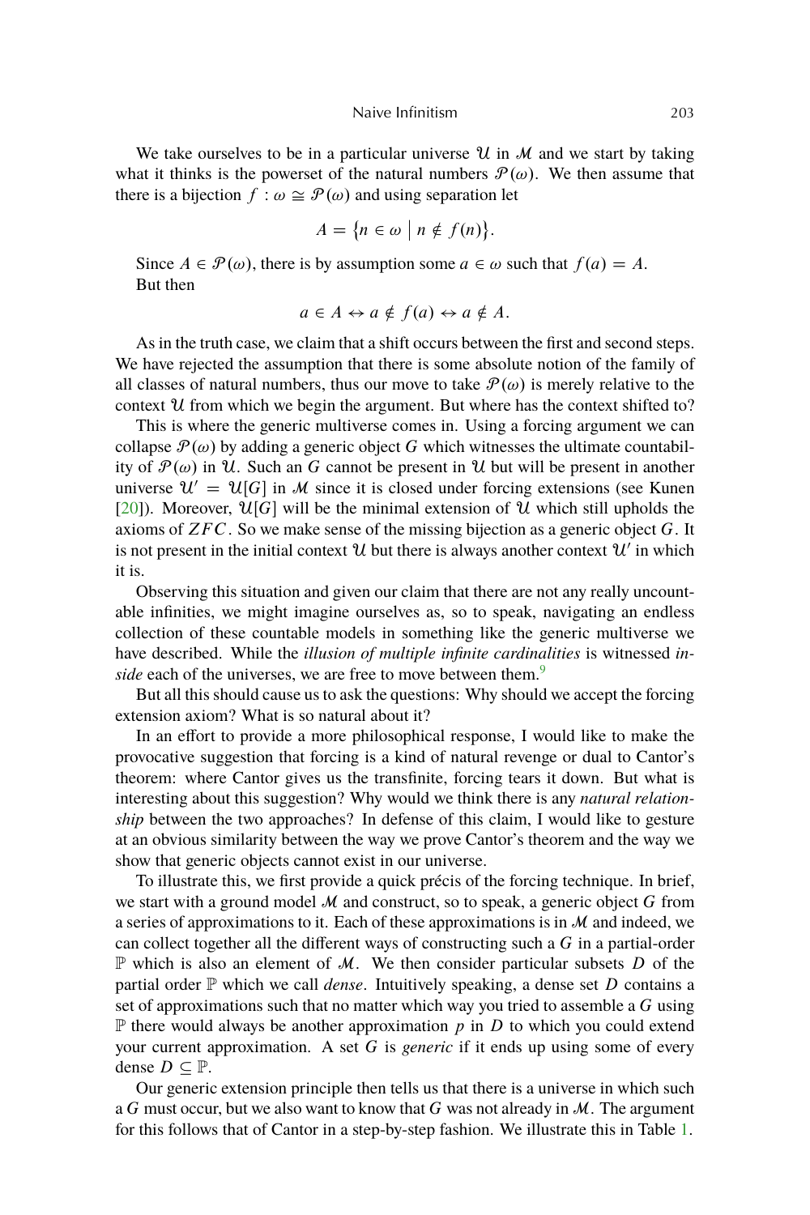We take ourselves to be in a particular universe $\mathcal{U}$ in $\mathcal{M}$ and we start by taking what it thinks is the powerset of the natural numbers $\mathcal{P}(\omega)$. We then assume that there is a bijection $f : \omega \cong \mathcal{P}(\omega)$ and using separation let

$$A = \{n \in \omega \mid n \notin f(n)\}.$$

Since $A \in \mathcal{P}(\omega)$, there is by assumption some $a \in \omega$ such that $f(a) = A$. But then

$$a \in A \leftrightarrow a \notin f(a) \leftrightarrow a \notin A.$$

As in the truth case, we claim that a shift occurs between the first and second steps. We have rejected the assumption that there is some absolute notion of the family of all classes of natural numbers, thus our move to take $\mathcal{P}(\omega)$ is merely relative to the context $\mathcal{U}$ from which we begin the argument. But where has the context shifted to?

This is where the generic multiverse comes in. Using a forcing argument we can collapse $\mathcal{P}(\omega)$ by adding a generic object $G$ which witnesses the ultimate countability of $\mathcal{P}(\omega)$ in $\mathcal{U}$. Such an $G$ cannot be present in $\mathcal{U}$ but will be present in another universe $\mathcal{U}' = \mathcal{U}[G]$ in $\mathcal{M}$ since it is closed under forcing extensions (see Kunen [20]). Moreover, $\mathcal{U}[G]$ will be the minimal extension of $\mathcal{U}$ which still upholds the axioms of $ZFC$. So we make sense of the missing bijection as a generic object $G$. It is not present in the initial context $\mathcal{U}$ but there is always another context $\mathcal{U}'$ in which it is.

Observing this situation and given our claim that there are not any really uncountable infinities, we might imagine ourselves as, so to speak, navigating an endless collection of these countable models in something like the generic multiverse we have described. While the *illusion of multiple infinite cardinalities* is witnessed *inside* each of the universes, we are free to move between them.[9]

But all this should cause us to ask the questions: Why should we accept the forcing extension axiom? What is so natural about it?

In an effort to provide a more philosophical response, I would like to make the provocative suggestion that forcing is a kind of natural revenge or dual to Cantor's theorem: where Cantor gives us the transfinite, forcing tears it down. But what is interesting about this suggestion? Why would we think there is any *natural relationship* between the two approaches? In defense of this claim, I would like to gesture at an obvious similarity between the way we prove Cantor's theorem and the way we show that generic objects cannot exist in our universe.

To illustrate this, we first provide a quick précis of the forcing technique. In brief, we start with a ground model $\mathcal{M}$ and construct, so to speak, a generic object $G$ from a series of approximations to it. Each of these approximations is in $\mathcal{M}$ and indeed, we can collect together all the different ways of constructing such a $G$ in a partial-order $\mathbb{P}$ which is also an element of $\mathcal{M}$. We then consider particular subsets $D$ of the partial order $\mathbb{P}$ which we call *dense*. Intuitively speaking, a dense set $D$ contains a set of approximations such that no matter which way you tried to assemble a $G$ using $\mathbb{P}$ there would always be another approximation $p$ in $D$ to which you could extend your current approximation. A set $G$ is *generic* if it ends up using some of every dense $D \subseteq \mathbb{P}$.

Our generic extension principle then tells us that there is a universe in which such a $G$ must occur, but we also want to know that $G$ was not already in $\mathcal{M}$. The argument for this follows that of Cantor in a step-by-step fashion. We illustrate this in Table 1.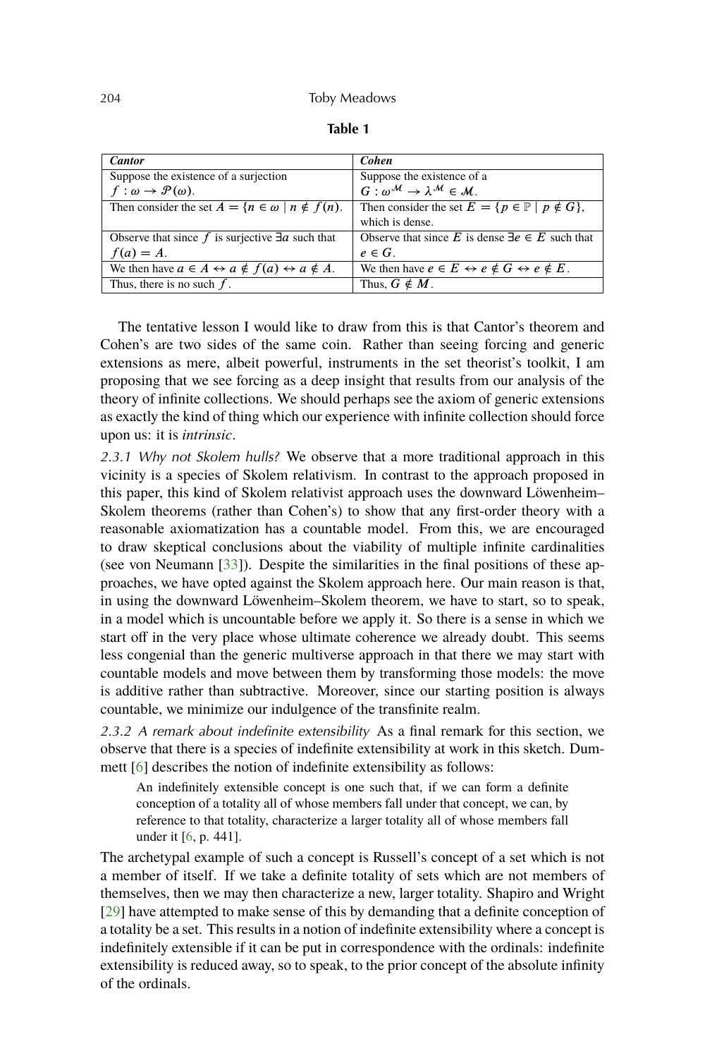**Table 1**

| ***Cantor*** | ***Cohen*** |
|---|---|
| Suppose the existence of a surjection $f : \omega \to \mathcal{P}(\omega)$. | Suppose the existence of a $G : \omega^{\mathcal{M}} \to \lambda^{\mathcal{M}} \in \mathcal{M}$. |
| Then consider the set $A = \{n \in \omega \mid n \notin f(n)\}$. | Then consider the set $E = \{p \in \mathbb{P} \mid p \notin G\}$, which is dense. |
| Observe that since $f$ is surjective $\exists a$ such that $f(a) = A$. | Observe that since $E$ is dense $\exists e \in E$ such that $e \in G$. |
| We then have $a \in A \leftrightarrow a \notin f(a) \leftrightarrow a \notin A$. | We then have $e \in E \leftrightarrow e \notin G \leftrightarrow e \notin E$. |
| Thus, there is no such $f$. | Thus, $G \notin M$. |

The tentative lesson I would like to draw from this is that Cantor's theorem and Cohen's are two sides of the same coin. Rather than seeing forcing and generic extensions as mere, albeit powerful, instruments in the set theorist's toolkit, I am proposing that we see forcing as a deep insight that results from our analysis of the theory of infinite collections. We should perhaps see the axiom of generic extensions as exactly the kind of thing which our experience with infinite collection should force upon us: it is *intrinsic*.

*2.3.1 Why not Skolem hulls?* We observe that a more traditional approach in this vicinity is a species of Skolem relativism. In contrast to the approach proposed in this paper, this kind of Skolem relativist approach uses the downward Löwenheim–Skolem theorems (rather than Cohen's) to show that any first-order theory with a reasonable axiomatization has a countable model. From this, we are encouraged to draw skeptical conclusions about the viability of multiple infinite cardinalities (see von Neumann [33]). Despite the similarities in the final positions of these approaches, we have opted against the Skolem approach here. Our main reason is that, in using the downward Löwenheim–Skolem theorem, we have to start, so to speak, in a model which is uncountable before we apply it. So there is a sense in which we start off in the very place whose ultimate coherence we already doubt. This seems less congenial than the generic multiverse approach in that there we may start with countable models and move between them by transforming those models: the move is additive rather than subtractive. Moreover, since our starting position is always countable, we minimize our indulgence of the transfinite realm.

*2.3.2 A remark about indefinite extensibility* As a final remark for this section, we observe that there is a species of indefinite extensibility at work in this sketch. Dummett [6] describes the notion of indefinite extensibility as follows:

> An indefinitely extensible concept is one such that, if we can form a definite conception of a totality all of whose members fall under that concept, we can, by reference to that totality, characterize a larger totality all of whose members fall under it [6, p. 441].

The archetypal example of such a concept is Russell's concept of a set which is not a member of itself. If we take a definite totality of sets which are not members of themselves, then we may then characterize a new, larger totality. Shapiro and Wright [29] have attempted to make sense of this by demanding that a definite conception of a totality be a set. This results in a notion of indefinite extensibility where a concept is indefinitely extensible if it can be put in correspondence with the ordinals: indefinite extensibility is reduced away, so to speak, to the prior concept of the absolute infinity of the ordinals.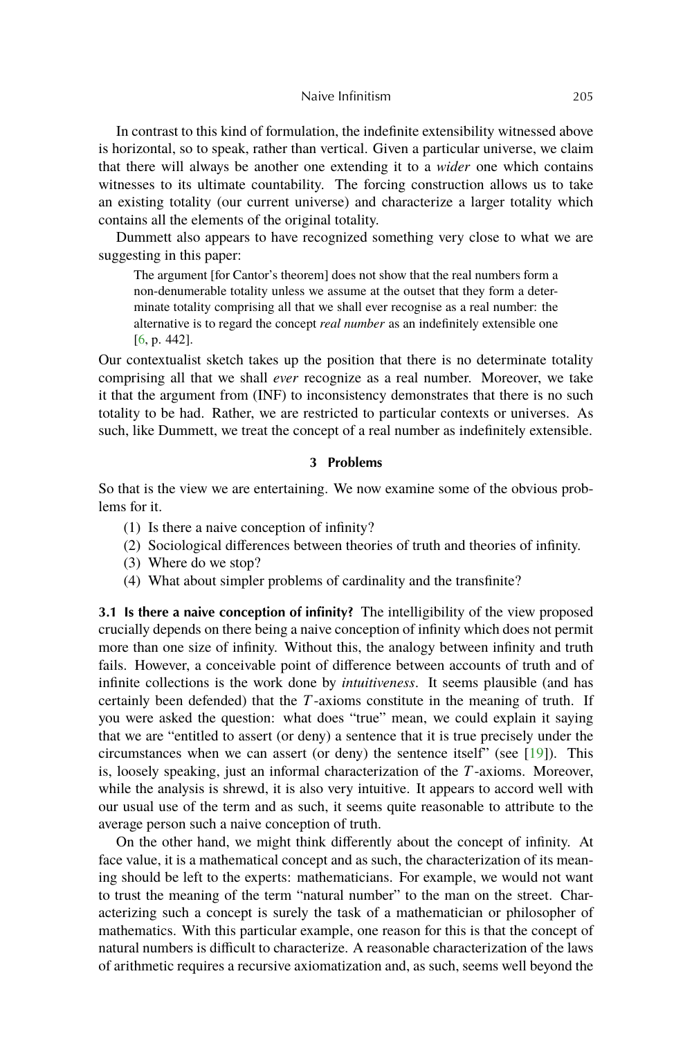In contrast to this kind of formulation, the indefinite extensibility witnessed above is horizontal, so to speak, rather than vertical. Given a particular universe, we claim that there will always be another one extending it to a *wider* one which contains witnesses to its ultimate countability. The forcing construction allows us to take an existing totality (our current universe) and characterize a larger totality which contains all the elements of the original totality.

Dummett also appears to have recognized something very close to what we are suggesting in this paper:

> The argument [for Cantor's theorem] does not show that the real numbers form a non-denumerable totality unless we assume at the outset that they form a determinate totality comprising all that we shall ever recognise as a real number: the alternative is to regard the concept *real number* as an indefinitely extensible one [6, p. 442].

Our contextualist sketch takes up the position that there is no determinate totality comprising all that we shall *ever* recognize as a real number. Moreover, we take it that the argument from (INF) to inconsistency demonstrates that there is no such totality to be had. Rather, we are restricted to particular contexts or universes. As such, like Dummett, we treat the concept of a real number as indefinitely extensible.

## 3 Problems

So that is the view we are entertaining. We now examine some of the obvious problems for it.

(1) Is there a naive conception of infinity?
(2) Sociological differences between theories of truth and theories of infinity.
(3) Where do we stop?
(4) What about simpler problems of cardinality and the transfinite?

**3.1 Is there a naive conception of infinity?** The intelligibility of the view proposed crucially depends on there being a naive conception of infinity which does not permit more than one size of infinity. Without this, the analogy between infinity and truth fails. However, a conceivable point of difference between accounts of truth and of infinite collections is the work done by *intuitiveness*. It seems plausible (and has certainly been defended) that the $T$-axioms constitute in the meaning of truth. If you were asked the question: what does "true" mean, we could explain it saying that we are "entitled to assert (or deny) a sentence that it is true precisely under the circumstances when we can assert (or deny) the sentence itself" (see [19]). This is, loosely speaking, just an informal characterization of the $T$-axioms. Moreover, while the analysis is shrewd, it is also very intuitive. It appears to accord well with our usual use of the term and as such, it seems quite reasonable to attribute to the average person such a naive conception of truth.

On the other hand, we might think differently about the concept of infinity. At face value, it is a mathematical concept and as such, the characterization of its meaning should be left to the experts: mathematicians. For example, we would not want to trust the meaning of the term "natural number" to the man on the street. Characterizing such a concept is surely the task of a mathematician or philosopher of mathematics. With this particular example, one reason for this is that the concept of natural numbers is difficult to characterize. A reasonable characterization of the laws of arithmetic requires a recursive axiomatization and, as such, seems well beyond the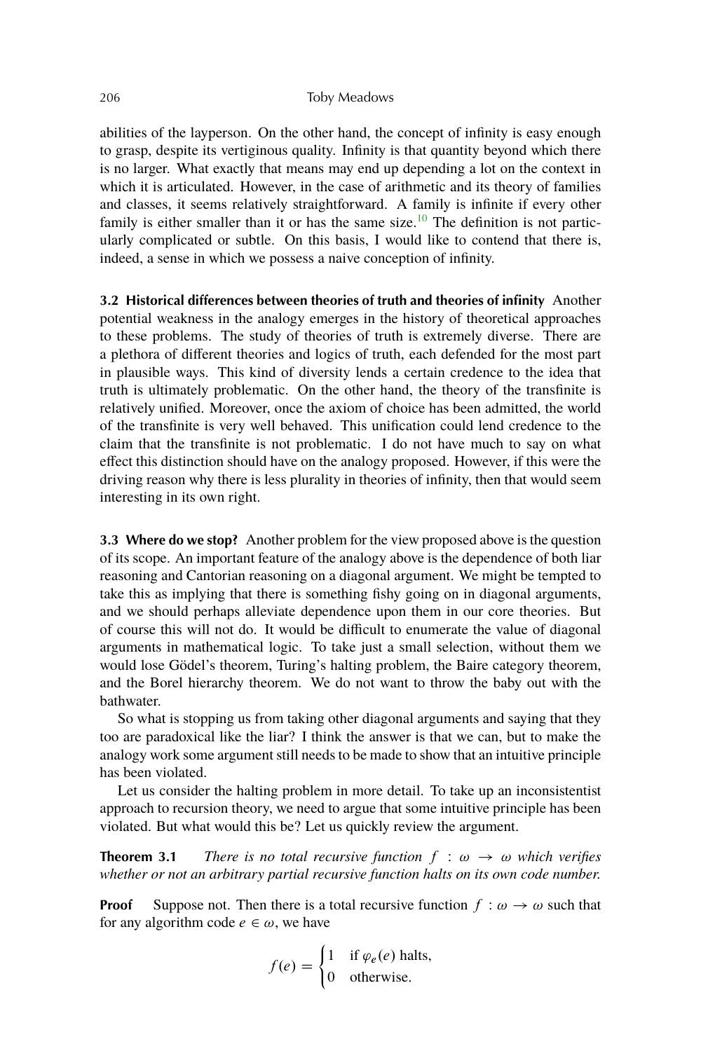abilities of the layperson. On the other hand, the concept of infinity is easy enough to grasp, despite its vertiginous quality. Infinity is that quantity beyond which there is no larger. What exactly that means may end up depending a lot on the context in which it is articulated. However, in the case of arithmetic and its theory of families and classes, it seems relatively straightforward. A family is infinite if every other family is either smaller than it or has the same size.[10] The definition is not particularly complicated or subtle. On this basis, I would like to contend that there is, indeed, a sense in which we possess a naive conception of infinity.

**3.2 Historical differences between theories of truth and theories of infinity** Another potential weakness in the analogy emerges in the history of theoretical approaches to these problems. The study of theories of truth is extremely diverse. There are a plethora of different theories and logics of truth, each defended for the most part in plausible ways. This kind of diversity lends a certain credence to the idea that truth is ultimately problematic. On the other hand, the theory of the transfinite is relatively unified. Moreover, once the axiom of choice has been admitted, the world of the transfinite is very well behaved. This unification could lend credence to the claim that the transfinite is not problematic. I do not have much to say on what effect this distinction should have on the analogy proposed. However, if this were the driving reason why there is less plurality in theories of infinity, then that would seem interesting in its own right.

**3.3 Where do we stop?** Another problem for the view proposed above is the question of its scope. An important feature of the analogy above is the dependence of both liar reasoning and Cantorian reasoning on a diagonal argument. We might be tempted to take this as implying that there is something fishy going on in diagonal arguments, and we should perhaps alleviate dependence upon them in our core theories. But of course this will not do. It would be difficult to enumerate the value of diagonal arguments in mathematical logic. To take just a small selection, without them we would lose Gödel's theorem, Turing's halting problem, the Baire category theorem, and the Borel hierarchy theorem. We do not want to throw the baby out with the bathwater.

So what is stopping us from taking other diagonal arguments and saying that they too are paradoxical like the liar? I think the answer is that we can, but to make the analogy work some argument still needs to be made to show that an intuitive principle has been violated.

Let us consider the halting problem in more detail. To take up an inconsistentist approach to recursion theory, we need to argue that some intuitive principle has been violated. But what would this be? Let us quickly review the argument.

**Theorem 3.1** *There is no total recursive function $f : \omega \to \omega$ which verifies whether or not an arbitrary partial recursive function halts on its own code number.*

**Proof** Suppose not. Then there is a total recursive function $f : \omega \to \omega$ such that for any algorithm code $e \in \omega$, we have

$$f(e) = \begin{cases} 1 & \text{if } \varphi_e(e) \text{ halts,} \\ 0 & \text{otherwise.} \end{cases}$$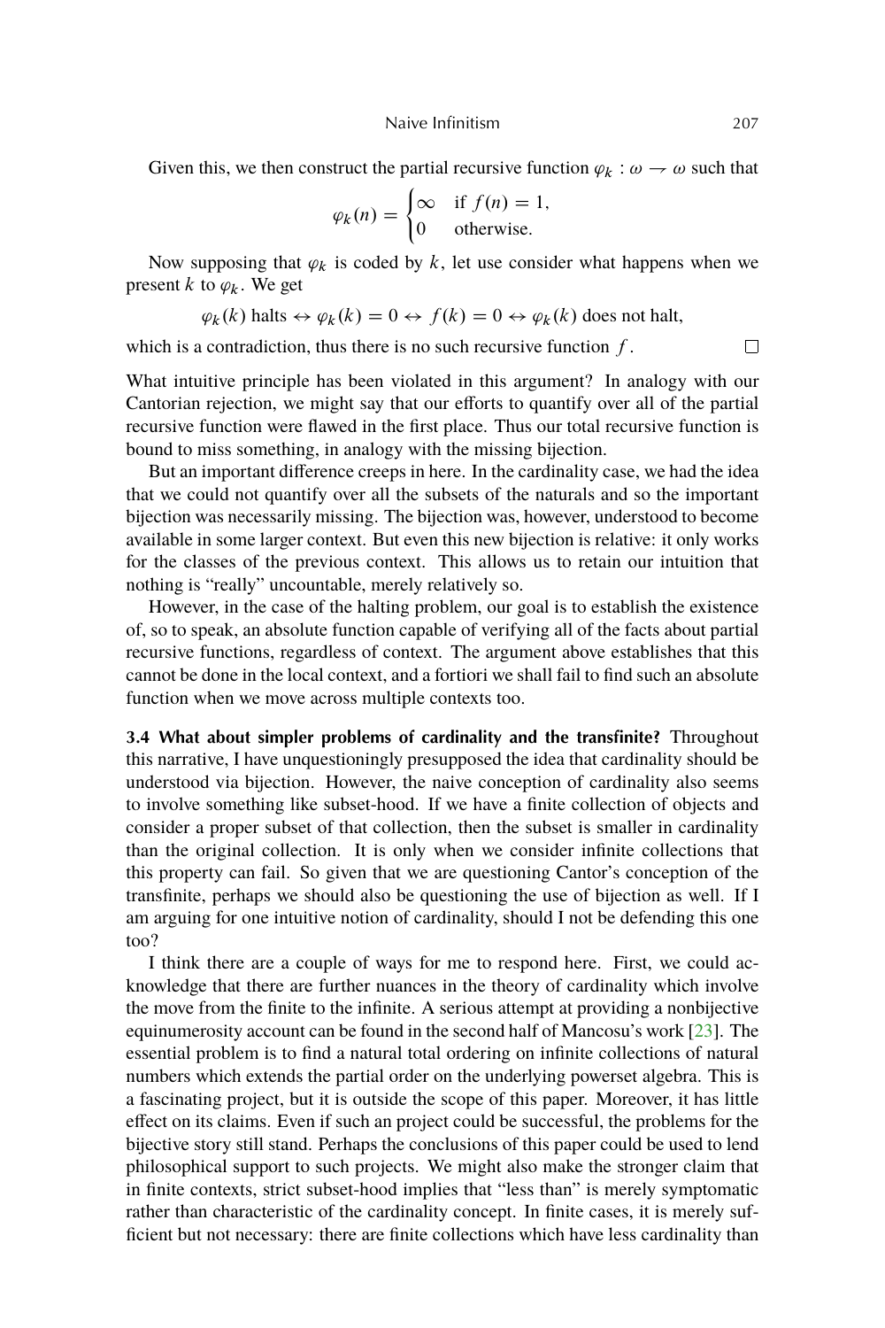Given this, we then construct the partial recursive function $\varphi_k : \omega \rightharpoonup \omega$ such that

$$\varphi_k(n) = \begin{cases} \infty & \text{if } f(n) = 1, \\ 0 & \text{otherwise.} \end{cases}$$

Now supposing that $\varphi_k$ is coded by $k$, let use consider what happens when we present $k$ to $\varphi_k$. We get

$$\varphi_k(k) \text{ halts} \leftrightarrow \varphi_k(k) = 0 \leftrightarrow f(k) = 0 \leftrightarrow \varphi_k(k) \text{ does not halt,}$$

which is a contradiction, thus there is no such recursive function $f$. □

What intuitive principle has been violated in this argument? In analogy with our Cantorian rejection, we might say that our efforts to quantify over all of the partial recursive function were flawed in the first place. Thus our total recursive function is bound to miss something, in analogy with the missing bijection.

But an important difference creeps in here. In the cardinality case, we had the idea that we could not quantify over all the subsets of the naturals and so the important bijection was necessarily missing. The bijection was, however, understood to become available in some larger context. But even this new bijection is relative: it only works for the classes of the previous context. This allows us to retain our intuition that nothing is "really" uncountable, merely relatively so.

However, in the case of the halting problem, our goal is to establish the existence of, so to speak, an absolute function capable of verifying all of the facts about partial recursive functions, regardless of context. The argument above establishes that this cannot be done in the local context, and a fortiori we shall fail to find such an absolute function when we move across multiple contexts too.

**3.4 What about simpler problems of cardinality and the transfinite?** Throughout this narrative, I have unquestioningly presupposed the idea that cardinality should be understood via bijection. However, the naive conception of cardinality also seems to involve something like subset-hood. If we have a finite collection of objects and consider a proper subset of that collection, then the subset is smaller in cardinality than the original collection. It is only when we consider infinite collections that this property can fail. So given that we are questioning Cantor's conception of the transfinite, perhaps we should also be questioning the use of bijection as well. If I am arguing for one intuitive notion of cardinality, should I not be defending this one too?

I think there are a couple of ways for me to respond here. First, we could acknowledge that there are further nuances in the theory of cardinality which involve the move from the finite to the infinite. A serious attempt at providing a nonbijective equinumerosity account can be found in the second half of Mancosu's work [23]. The essential problem is to find a natural total ordering on infinite collections of natural numbers which extends the partial order on the underlying powerset algebra. This is a fascinating project, but it is outside the scope of this paper. Moreover, it has little effect on its claims. Even if such an project could be successful, the problems for the bijective story still stand. Perhaps the conclusions of this paper could be used to lend philosophical support to such projects. We might also make the stronger claim that in finite contexts, strict subset-hood implies that "less than" is merely symptomatic rather than characteristic of the cardinality concept. In finite cases, it is merely sufficient but not necessary: there are finite collections which have less cardinality than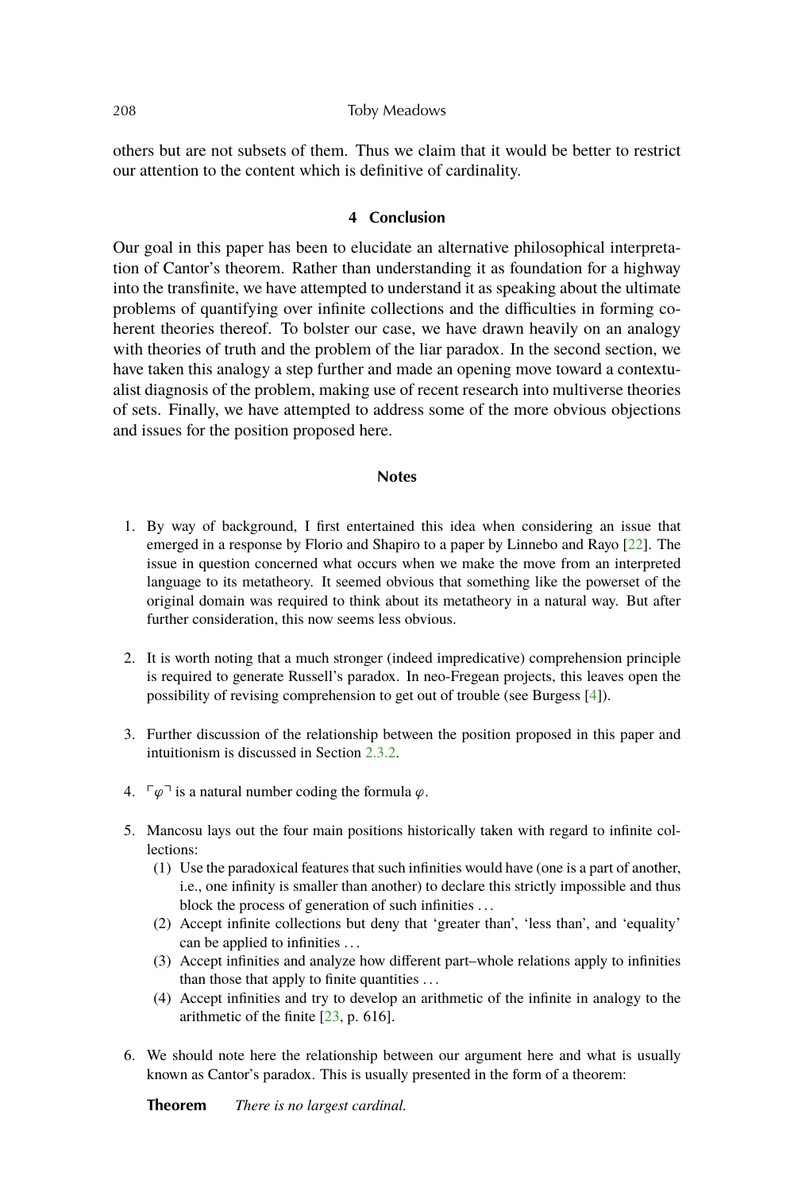others but are not subsets of them. Thus we claim that it would be better to restrict our attention to the content which is definitive of cardinality.

## 4 Conclusion

Our goal in this paper has been to elucidate an alternative philosophical interpretation of Cantor's theorem. Rather than understanding it as foundation for a highway into the transfinite, we have attempted to understand it as speaking about the ultimate problems of quantifying over infinite collections and the difficulties in forming coherent theories thereof. To bolster our case, we have drawn heavily on an analogy with theories of truth and the problem of the liar paradox. In the second section, we have taken this analogy a step further and made an opening move toward a contextualist diagnosis of the problem, making use of recent research into multiverse theories of sets. Finally, we have attempted to address some of the more obvious objections and issues for the position proposed here.

## Notes

1. By way of background, I first entertained this idea when considering an issue that emerged in a response by Florio and Shapiro to a paper by Linnebo and Rayo [22]. The issue in question concerned what occurs when we make the move from an interpreted language to its metatheory. It seemed obvious that something like the powerset of the original domain was required to think about its metatheory in a natural way. But after further consideration, this now seems less obvious.

2. It is worth noting that a much stronger (indeed impredicative) comprehension principle is required to generate Russell's paradox. In neo-Fregean projects, this leaves open the possibility of revising comprehension to get out of trouble (see Burgess [4]).

3. Further discussion of the relationship between the position proposed in this paper and intuitionism is discussed in Section 2.3.2.

4. $\ulcorner \varphi \urcorner$ is a natural number coding the formula $\varphi$.

5. Mancosu lays out the four main positions historically taken with regard to infinite collections:
   (1) Use the paradoxical features that such infinities would have (one is a part of another, i.e., one infinity is smaller than another) to declare this strictly impossible and thus block the process of generation of such infinities ...
   (2) Accept infinite collections but deny that 'greater than', 'less than', and 'equality' can be applied to infinities ...
   (3) Accept infinities and analyze how different part–whole relations apply to infinities than those that apply to finite quantities ...
   (4) Accept infinities and try to develop an arithmetic of the infinite in analogy to the arithmetic of the finite [23, p. 616].

6. We should note here the relationship between our argument here and what is usually known as Cantor's paradox. This is usually presented in the form of a theorem:

   **Theorem** *There is no largest cardinal.*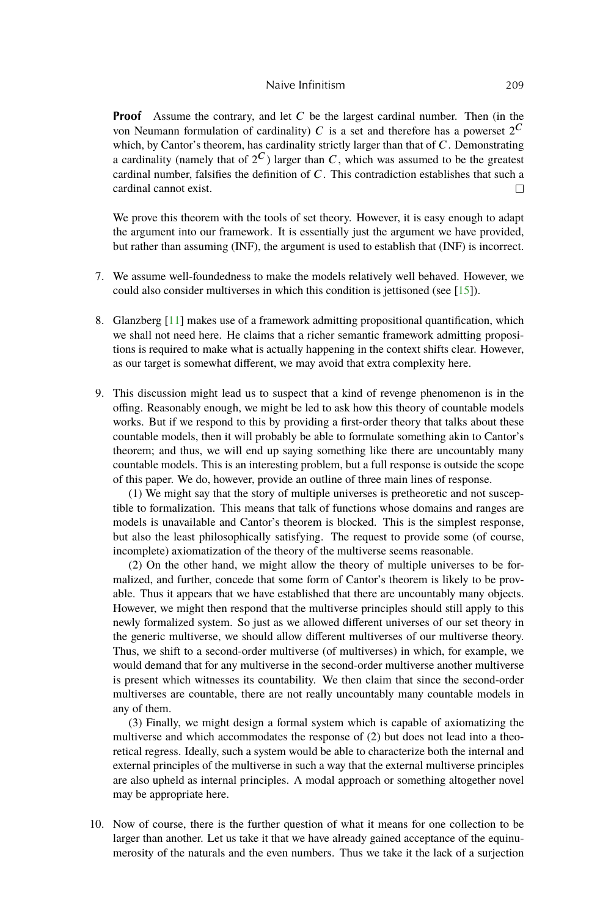**Proof** Assume the contrary, and let $C$ be the largest cardinal number. Then (in the von Neumann formulation of cardinality) $C$ is a set and therefore has a powerset $2^C$ which, by Cantor's theorem, has cardinality strictly larger than that of $C$. Demonstrating a cardinality (namely that of $2^C$) larger than $C$, which was assumed to be the greatest cardinal number, falsifies the definition of $C$. This contradiction establishes that such a cardinal cannot exist. □

We prove this theorem with the tools of set theory. However, it is easy enough to adapt the argument into our framework. It is essentially just the argument we have provided, but rather than assuming (INF), the argument is used to establish that (INF) is incorrect.

7. We assume well-foundedness to make the models relatively well behaved. However, we could also consider multiverses in which this condition is jettisoned (see [15]).

8. Glanzberg [11] makes use of a framework admitting propositional quantification, which we shall not need here. He claims that a richer semantic framework admitting propositions is required to make what is actually happening in the context shifts clear. However, as our target is somewhat different, we may avoid that extra complexity here.

9. This discussion might lead us to suspect that a kind of revenge phenomenon is in the offing. Reasonably enough, we might be led to ask how this theory of countable models works. But if we respond to this by providing a first-order theory that talks about these countable models, then it will probably be able to formulate something akin to Cantor's theorem; and thus, we will end up saying something like there are uncountably many countable models. This is an interesting problem, but a full response is outside the scope of this paper. We do, however, provide an outline of three main lines of response.

   (1) We might say that the story of multiple universes is pretheoretic and not susceptible to formalization. This means that talk of functions whose domains and ranges are models is unavailable and Cantor's theorem is blocked. This is the simplest response, but also the least philosophically satisfying. The request to provide some (of course, incomplete) axiomatization of the theory of the multiverse seems reasonable.

   (2) On the other hand, we might allow the theory of multiple universes to be formalized, and further, concede that some form of Cantor's theorem is likely to be provable. Thus it appears that we have established that there are uncountably many objects. However, we might then respond that the multiverse principles should still apply to this newly formalized system. So just as we allowed different universes of our set theory in the generic multiverse, we should allow different multiverses of our multiverse theory. Thus, we shift to a second-order multiverse (of multiverses) in which, for example, we would demand that for any multiverse in the second-order multiverse another multiverse is present which witnesses its countability. We then claim that since the second-order multiverses are countable, there are not really uncountably many countable models in any of them.

   (3) Finally, we might design a formal system which is capable of axiomatizing the multiverse and which accommodates the response of (2) but does not lead into a theoretical regress. Ideally, such a system would be able to characterize both the internal and external principles of the multiverse in such a way that the external multiverse principles are also upheld as internal principles. A modal approach or something altogether novel may be appropriate here.

10. Now of course, there is the further question of what it means for one collection to be larger than another. Let us take it that we have already gained acceptance of the equinumerosity of the naturals and the even numbers. Thus we take it the lack of a surjection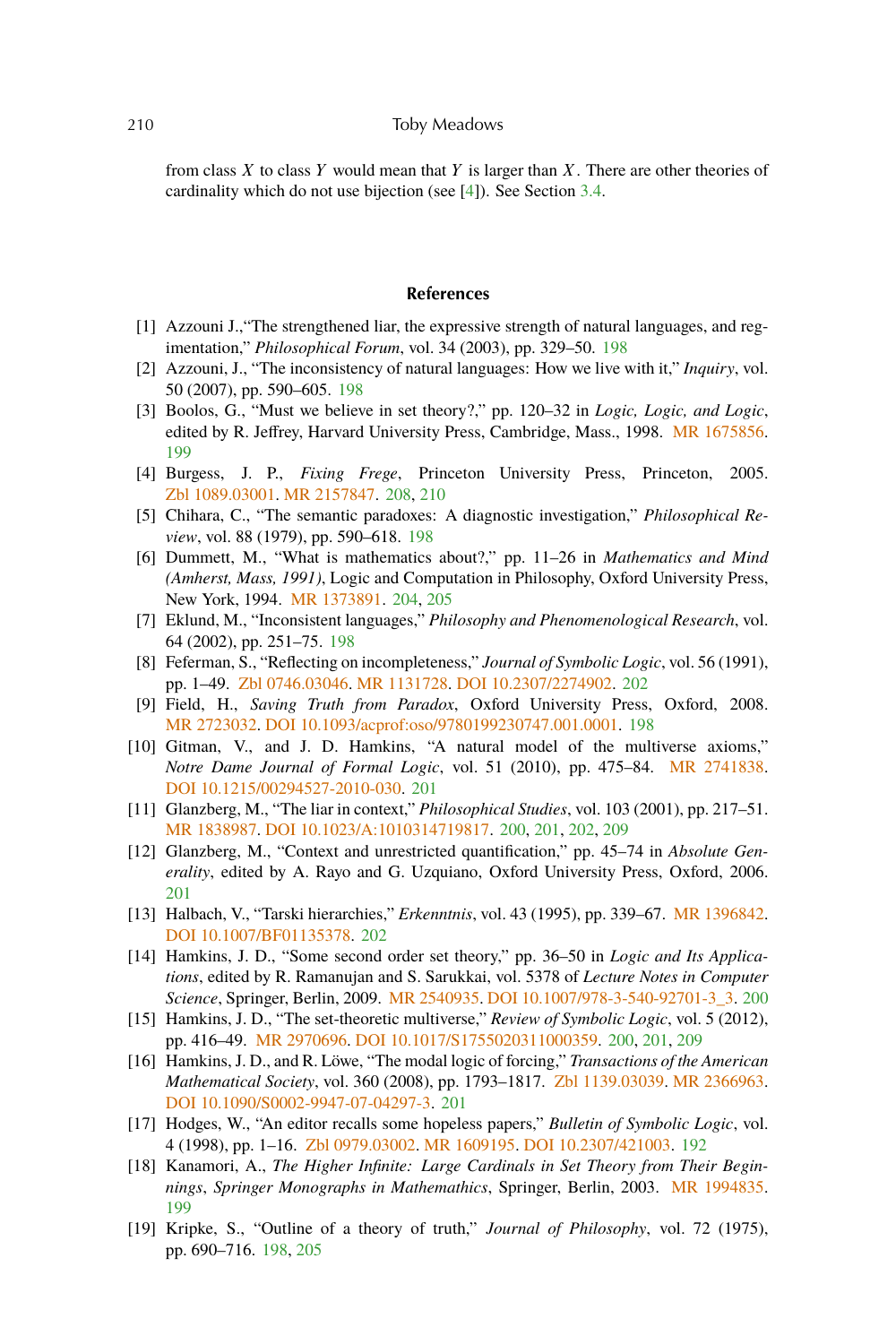from class $X$ to class $Y$ would mean that $Y$ is larger than $X$. There are other theories of cardinality which do not use bijection (see [4]). See Section 3.4.

## References

[1] Azzouni J.,"The strengthened liar, the expressive strength of natural languages, and regimentation," *Philosophical Forum*, vol. 34 (2003), pp. 329–50. 198

[2] Azzouni, J., "The inconsistency of natural languages: How we live with it," *Inquiry*, vol. 50 (2007), pp. 590–605. 198

[3] Boolos, G., "Must we believe in set theory?," pp. 120–32 in *Logic, Logic, and Logic*, edited by R. Jeffrey, Harvard University Press, Cambridge, Mass., 1998. MR 1675856. 199

[4] Burgess, J. P., *Fixing Frege*, Princeton University Press, Princeton, 2005. Zbl 1089.03001. MR 2157847. 208, 210

[5] Chihara, C., "The semantic paradoxes: A diagnostic investigation," *Philosophical Review*, vol. 88 (1979), pp. 590–618. 198

[6] Dummett, M., "What is mathematics about?," pp. 11–26 in *Mathematics and Mind (Amherst, Mass, 1991)*, Logic and Computation in Philosophy, Oxford University Press, New York, 1994. MR 1373891. 204, 205

[7] Eklund, M., "Inconsistent languages," *Philosophy and Phenomenological Research*, vol. 64 (2002), pp. 251–75. 198

[8] Feferman, S., "Reflecting on incompleteness," *Journal of Symbolic Logic*, vol. 56 (1991), pp. 1–49. Zbl 0746.03046. MR 1131728. DOI 10.2307/2274902. 202

[9] Field, H., *Saving Truth from Paradox*, Oxford University Press, Oxford, 2008. MR 2723032. DOI 10.1093/acprof:oso/9780199230747.001.0001. 198

[10] Gitman, V., and J. D. Hamkins, "A natural model of the multiverse axioms," *Notre Dame Journal of Formal Logic*, vol. 51 (2010), pp. 475–84. MR 2741838. DOI 10.1215/00294527-2010-030. 201

[11] Glanzberg, M., "The liar in context," *Philosophical Studies*, vol. 103 (2001), pp. 217–51. MR 1838987. DOI 10.1023/A:1010314719817. 200, 201, 202, 209

[12] Glanzberg, M., "Context and unrestricted quantification," pp. 45–74 in *Absolute Generality*, edited by A. Rayo and G. Uzquiano, Oxford University Press, Oxford, 2006. 201

[13] Halbach, V., "Tarski hierarchies," *Erkenntnis*, vol. 43 (1995), pp. 339–67. MR 1396842. DOI 10.1007/BF01135378. 202

[14] Hamkins, J. D., "Some second order set theory," pp. 36–50 in *Logic and Its Applications*, edited by R. Ramanujan and S. Sarukkai, vol. 5378 of *Lecture Notes in Computer Science*, Springer, Berlin, 2009. MR 2540935. DOI 10.1007/978-3-540-92701-3_3. 200

[15] Hamkins, J. D., "The set-theoretic multiverse," *Review of Symbolic Logic*, vol. 5 (2012), pp. 416–49. MR 2970696. DOI 10.1017/S1755020311000359. 200, 201, 209

[16] Hamkins, J. D., and R. Löwe, "The modal logic of forcing," *Transactions of the American Mathematical Society*, vol. 360 (2008), pp. 1793–1817. Zbl 1139.03039. MR 2366963. DOI 10.1090/S0002-9947-07-04297-3. 201

[17] Hodges, W., "An editor recalls some hopeless papers," *Bulletin of Symbolic Logic*, vol. 4 (1998), pp. 1–16. Zbl 0979.03002. MR 1609195. DOI 10.2307/421003. 192

[18] Kanamori, A., *The Higher Infinite: Large Cardinals in Set Theory from Their Beginnings*, *Springer Monographs in Mathematics*, Springer, Berlin, 2003. MR 1994835. 199

[19] Kripke, S., "Outline of a theory of truth," *Journal of Philosophy*, vol. 72 (1975), pp. 690–716. 198, 205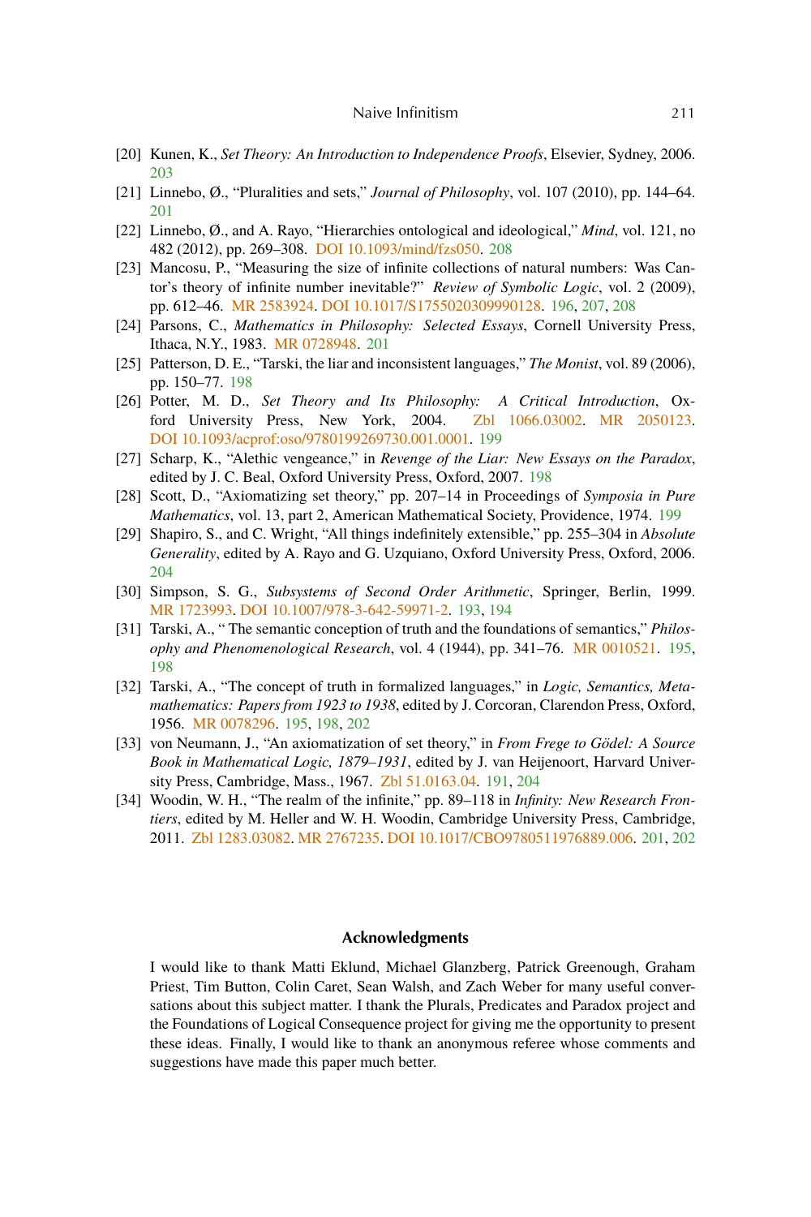[20] Kunen, K., *Set Theory: An Introduction to Independence Proofs*, Elsevier, Sydney, 2006. 203

[21] Linnebo, Ø., "Pluralities and sets," *Journal of Philosophy*, vol. 107 (2010), pp. 144–64. 201

[22] Linnebo, Ø., and A. Rayo, "Hierarchies ontological and ideological," *Mind*, vol. 121, no 482 (2012), pp. 269–308. DOI 10.1093/mind/fzs050. 208

[23] Mancosu, P., "Measuring the size of infinite collections of natural numbers: Was Cantor's theory of infinite number inevitable?" *Review of Symbolic Logic*, vol. 2 (2009), pp. 612–46. MR 2583924. DOI 10.1017/S1755020309990128. 196, 207, 208

[24] Parsons, C., *Mathematics in Philosophy: Selected Essays*, Cornell University Press, Ithaca, N.Y., 1983. MR 0728948. 201

[25] Patterson, D. E., "Tarski, the liar and inconsistent languages," *The Monist*, vol. 89 (2006), pp. 150–77. 198

[26] Potter, M. D., *Set Theory and Its Philosophy: A Critical Introduction*, Oxford University Press, New York, 2004. Zbl 1066.03002. MR 2050123. DOI 10.1093/acprof:oso/9780199269730.001.0001. 199

[27] Scharp, K., "Alethic vengeance," in *Revenge of the Liar: New Essays on the Paradox*, edited by J. C. Beal, Oxford University Press, Oxford, 2007. 198

[28] Scott, D., "Axiomatizing set theory," pp. 207–14 in Proceedings of *Symposia in Pure Mathematics*, vol. 13, part 2, American Mathematical Society, Providence, 1974. 199

[29] Shapiro, S., and C. Wright, "All things indefinitely extensible," pp. 255–304 in *Absolute Generality*, edited by A. Rayo and G. Uzquiano, Oxford University Press, Oxford, 2006. 204

[30] Simpson, S. G., *Subsystems of Second Order Arithmetic*, Springer, Berlin, 1999. MR 1723993. DOI 10.1007/978-3-642-59971-2. 193, 194

[31] Tarski, A., " The semantic conception of truth and the foundations of semantics," *Philosophy and Phenomenological Research*, vol. 4 (1944), pp. 341–76. MR 0010521. 195, 198

[32] Tarski, A., "The concept of truth in formalized languages," in *Logic, Semantics, Metamathematics: Papers from 1923 to 1938*, edited by J. Corcoran, Clarendon Press, Oxford, 1956. MR 0078296. 195, 198, 202

[33] von Neumann, J., "An axiomatization of set theory," in *From Frege to Gödel: A Source Book in Mathematical Logic, 1879–1931*, edited by J. van Heijenoort, Harvard University Press, Cambridge, Mass., 1967. Zbl 51.0163.04. 191, 204

[34] Woodin, W. H., "The realm of the infinite," pp. 89–118 in *Infinity: New Research Frontiers*, edited by M. Heller and W. H. Woodin, Cambridge University Press, Cambridge, 2011. Zbl 1283.03082. MR 2767235. DOI 10.1017/CBO9780511976889.006. 201, 202

## Acknowledgments

I would like to thank Matti Eklund, Michael Glanzberg, Patrick Greenough, Graham Priest, Tim Button, Colin Caret, Sean Walsh, and Zach Weber for many useful conversations about this subject matter. I thank the Plurals, Predicates and Paradox project and the Foundations of Logical Consequence project for giving me the opportunity to present these ideas. Finally, I would like to thank an anonymous referee whose comments and suggestions have made this paper much better.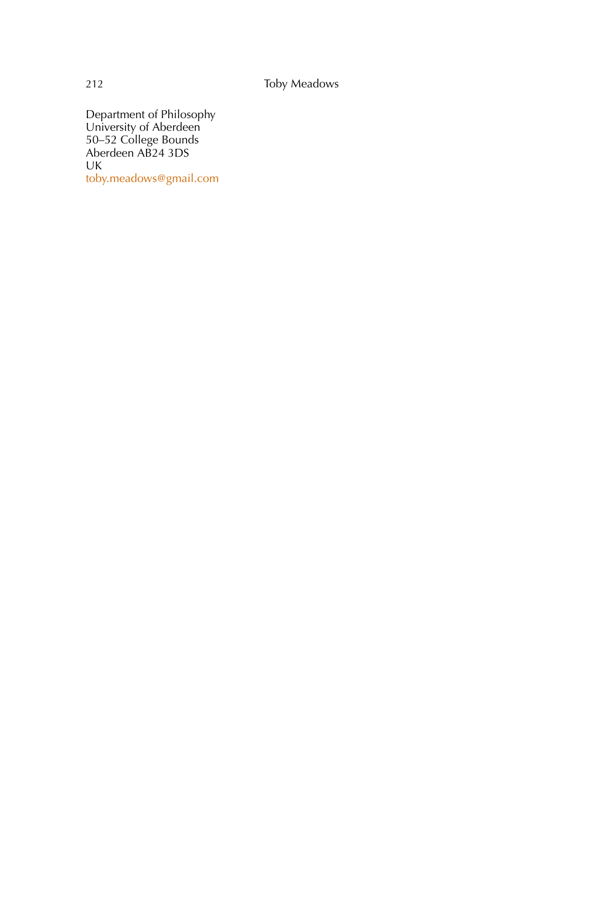Department of Philosophy
University of Aberdeen
50–52 College Bounds
Aberdeen AB24 3DS
UK
toby.meadows@gmail.com